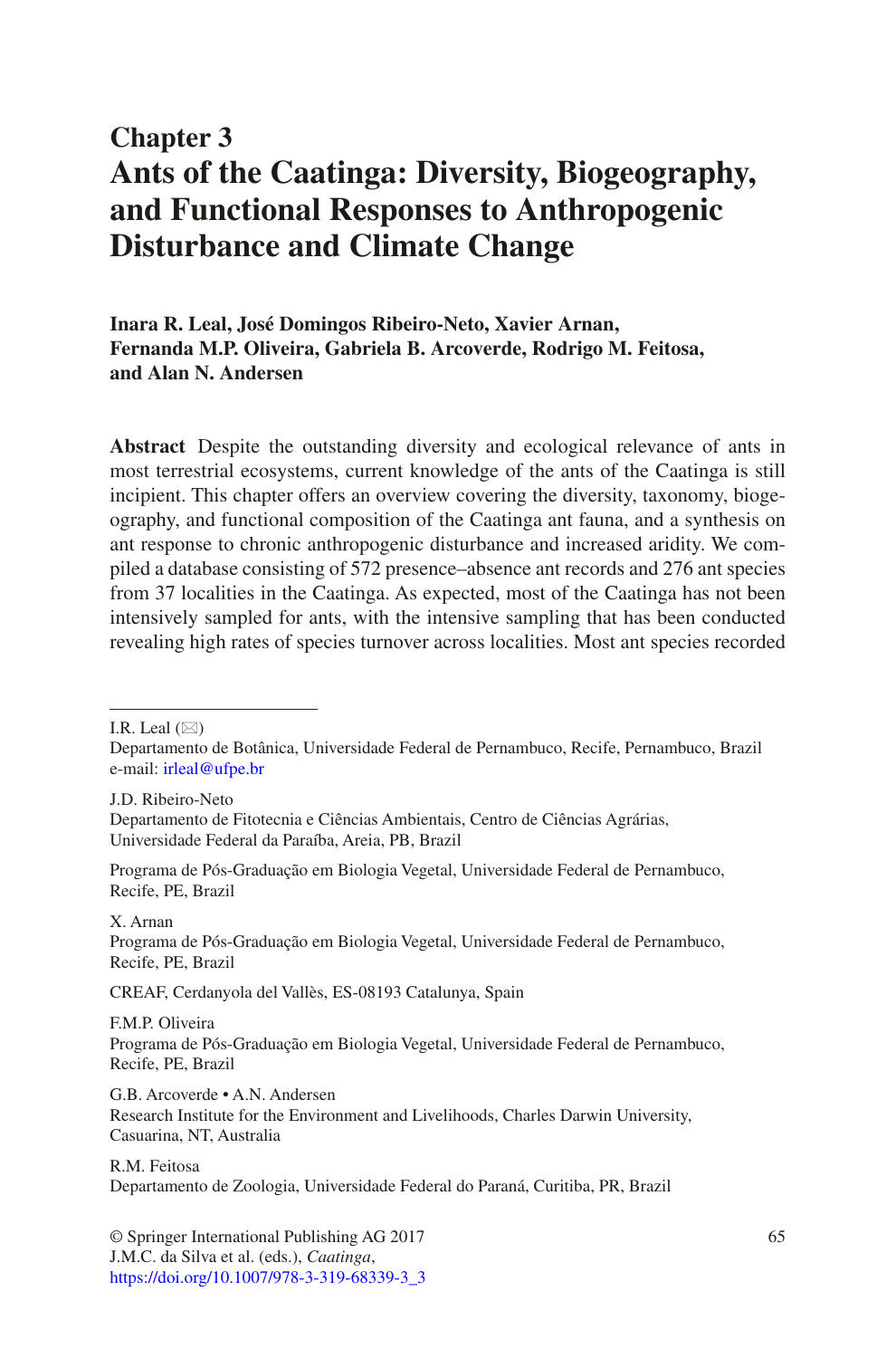# Chapter 3
# Ants of the Caatinga: Diversity, Biogeography, and Functional Responses to Anthropogenic Disturbance and Climate Change

**Inara R. Leal, José Domingos Ribeiro-Neto, Xavier Arnan, Fernanda M.P. Oliveira, Gabriela B. Arcoverde, Rodrigo M. Feitosa, and Alan N. Andersen**

**Abstract** Despite the outstanding diversity and ecological relevance of ants in most terrestrial ecosystems, current knowledge of the ants of the Caatinga is still incipient. This chapter offers an overview covering the diversity, taxonomy, biogeography, and functional composition of the Caatinga ant fauna, and a synthesis on ant response to chronic anthropogenic disturbance and increased aridity. We compiled a database consisting of 572 presence–absence ant records and 276 ant species from 37 localities in the Caatinga. As expected, most of the Caatinga has not been intensively sampled for ants, with the intensive sampling that has been conducted revealing high rates of species turnover across localities. Most ant species recorded

---

I.R. Leal (✉)
Departamento de Botânica, Universidade Federal de Pernambuco, Recife, Pernambuco, Brazil
e-mail: irleal@ufpe.br

J.D. Ribeiro-Neto
Departamento de Fitotecnia e Ciências Ambientais, Centro de Ciências Agrárias, Universidade Federal da Paraíba, Areia, PB, Brazil

Programa de Pós-Graduação em Biologia Vegetal, Universidade Federal de Pernambuco, Recife, PE, Brazil

X. Arnan
Programa de Pós-Graduação em Biologia Vegetal, Universidade Federal de Pernambuco, Recife, PE, Brazil

CREAF, Cerdanyola del Vallès, ES-08193 Catalunya, Spain

F.M.P. Oliveira
Programa de Pós-Graduação em Biologia Vegetal, Universidade Federal de Pernambuco, Recife, PE, Brazil

G.B. Arcoverde • A.N. Andersen
Research Institute for the Environment and Livelihoods, Charles Darwin University, Casuarina, NT, Australia

R.M. Feitosa
Departamento de Zoologia, Universidade Federal do Paraná, Curitiba, PR, Brazil

© Springer International Publishing AG 2017
J.M.C. da Silva et al. (eds.), *Caatinga*,
https://doi.org/10.1007/978-3-319-68339-3_3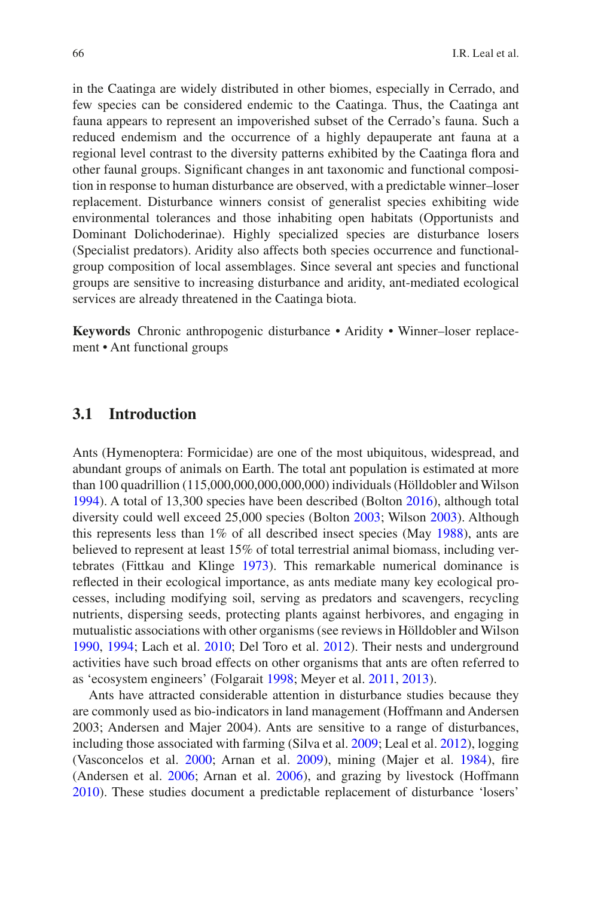in the Caatinga are widely distributed in other biomes, especially in Cerrado, and few species can be considered endemic to the Caatinga. Thus, the Caatinga ant fauna appears to represent an impoverished subset of the Cerrado's fauna. Such a reduced endemism and the occurrence of a highly depauperate ant fauna at a regional level contrast to the diversity patterns exhibited by the Caatinga flora and other faunal groups. Significant changes in ant taxonomic and functional composition in response to human disturbance are observed, with a predictable winner–loser replacement. Disturbance winners consist of generalist species exhibiting wide environmental tolerances and those inhabiting open habitats (Opportunists and Dominant Dolichoderinae). Highly specialized species are disturbance losers (Specialist predators). Aridity also affects both species occurrence and functional-group composition of local assemblages. Since several ant species and functional groups are sensitive to increasing disturbance and aridity, ant-mediated ecological services are already threatened in the Caatinga biota.

**Keywords** Chronic anthropogenic disturbance • Aridity • Winner–loser replacement • Ant functional groups

## 3.1 Introduction

Ants (Hymenoptera: Formicidae) are one of the most ubiquitous, widespread, and abundant groups of animals on Earth. The total ant population is estimated at more than 100 quadrillion (115,000,000,000,000,000) individuals (Hölldobler and Wilson 1994). A total of 13,300 species have been described (Bolton 2016), although total diversity could well exceed 25,000 species (Bolton 2003; Wilson 2003). Although this represents less than 1% of all described insect species (May 1988), ants are believed to represent at least 15% of total terrestrial animal biomass, including vertebrates (Fittkau and Klinge 1973). This remarkable numerical dominance is reflected in their ecological importance, as ants mediate many key ecological processes, including modifying soil, serving as predators and scavengers, recycling nutrients, dispersing seeds, protecting plants against herbivores, and engaging in mutualistic associations with other organisms (see reviews in Hölldobler and Wilson 1990, 1994; Lach et al. 2010; Del Toro et al. 2012). Their nests and underground activities have such broad effects on other organisms that ants are often referred to as 'ecosystem engineers' (Folgarait 1998; Meyer et al. 2011, 2013).

Ants have attracted considerable attention in disturbance studies because they are commonly used as bio-indicators in land management (Hoffmann and Andersen 2003; Andersen and Majer 2004). Ants are sensitive to a range of disturbances, including those associated with farming (Silva et al. 2009; Leal et al. 2012), logging (Vasconcelos et al. 2000; Arnan et al. 2009), mining (Majer et al. 1984), fire (Andersen et al. 2006; Arnan et al. 2006), and grazing by livestock (Hoffmann 2010). These studies document a predictable replacement of disturbance 'losers'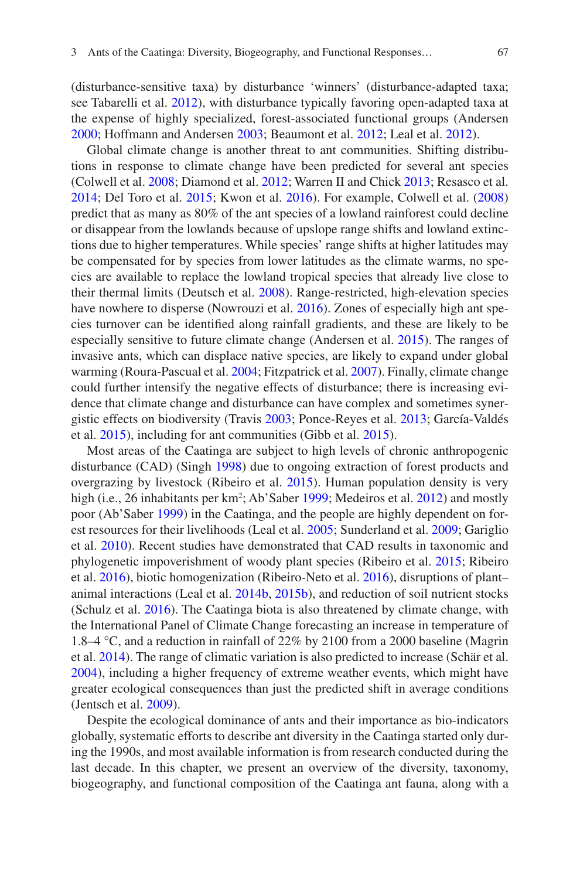(disturbance-sensitive taxa) by disturbance 'winners' (disturbance-adapted taxa; see Tabarelli et al. 2012), with disturbance typically favoring open-adapted taxa at the expense of highly specialized, forest-associated functional groups (Andersen 2000; Hoffmann and Andersen 2003; Beaumont et al. 2012; Leal et al. 2012).

Global climate change is another threat to ant communities. Shifting distributions in response to climate change have been predicted for several ant species (Colwell et al. 2008; Diamond et al. 2012; Warren II and Chick 2013; Resasco et al. 2014; Del Toro et al. 2015; Kwon et al. 2016). For example, Colwell et al. (2008) predict that as many as 80% of the ant species of a lowland rainforest could decline or disappear from the lowlands because of upslope range shifts and lowland extinctions due to higher temperatures. While species' range shifts at higher latitudes may be compensated for by species from lower latitudes as the climate warms, no species are available to replace the lowland tropical species that already live close to their thermal limits (Deutsch et al. 2008). Range-restricted, high-elevation species have nowhere to disperse (Nowrouzi et al. 2016). Zones of especially high ant species turnover can be identified along rainfall gradients, and these are likely to be especially sensitive to future climate change (Andersen et al. 2015). The ranges of invasive ants, which can displace native species, are likely to expand under global warming (Roura-Pascual et al. 2004; Fitzpatrick et al. 2007). Finally, climate change could further intensify the negative effects of disturbance; there is increasing evidence that climate change and disturbance can have complex and sometimes synergistic effects on biodiversity (Travis 2003; Ponce-Reyes et al. 2013; García-Valdés et al. 2015), including for ant communities (Gibb et al. 2015).

Most areas of the Caatinga are subject to high levels of chronic anthropogenic disturbance (CAD) (Singh 1998) due to ongoing extraction of forest products and overgrazing by livestock (Ribeiro et al. 2015). Human population density is very high (i.e., 26 inhabitants per km$^2$; Ab'Saber 1999; Medeiros et al. 2012) and mostly poor (Ab'Saber 1999) in the Caatinga, and the people are highly dependent on forest resources for their livelihoods (Leal et al. 2005; Sunderland et al. 2009; Gariglio et al. 2010). Recent studies have demonstrated that CAD results in taxonomic and phylogenetic impoverishment of woody plant species (Ribeiro et al. 2015; Ribeiro et al. 2016), biotic homogenization (Ribeiro-Neto et al. 2016), disruptions of plant–animal interactions (Leal et al. 2014b, 2015b), and reduction of soil nutrient stocks (Schulz et al. 2016). The Caatinga biota is also threatened by climate change, with the International Panel of Climate Change forecasting an increase in temperature of 1.8–4 °C, and a reduction in rainfall of 22% by 2100 from a 2000 baseline (Magrin et al. 2014). The range of climatic variation is also predicted to increase (Schär et al. 2004), including a higher frequency of extreme weather events, which might have greater ecological consequences than just the predicted shift in average conditions (Jentsch et al. 2009).

Despite the ecological dominance of ants and their importance as bio-indicators globally, systematic efforts to describe ant diversity in the Caatinga started only during the 1990s, and most available information is from research conducted during the last decade. In this chapter, we present an overview of the diversity, taxonomy, biogeography, and functional composition of the Caatinga ant fauna, along with a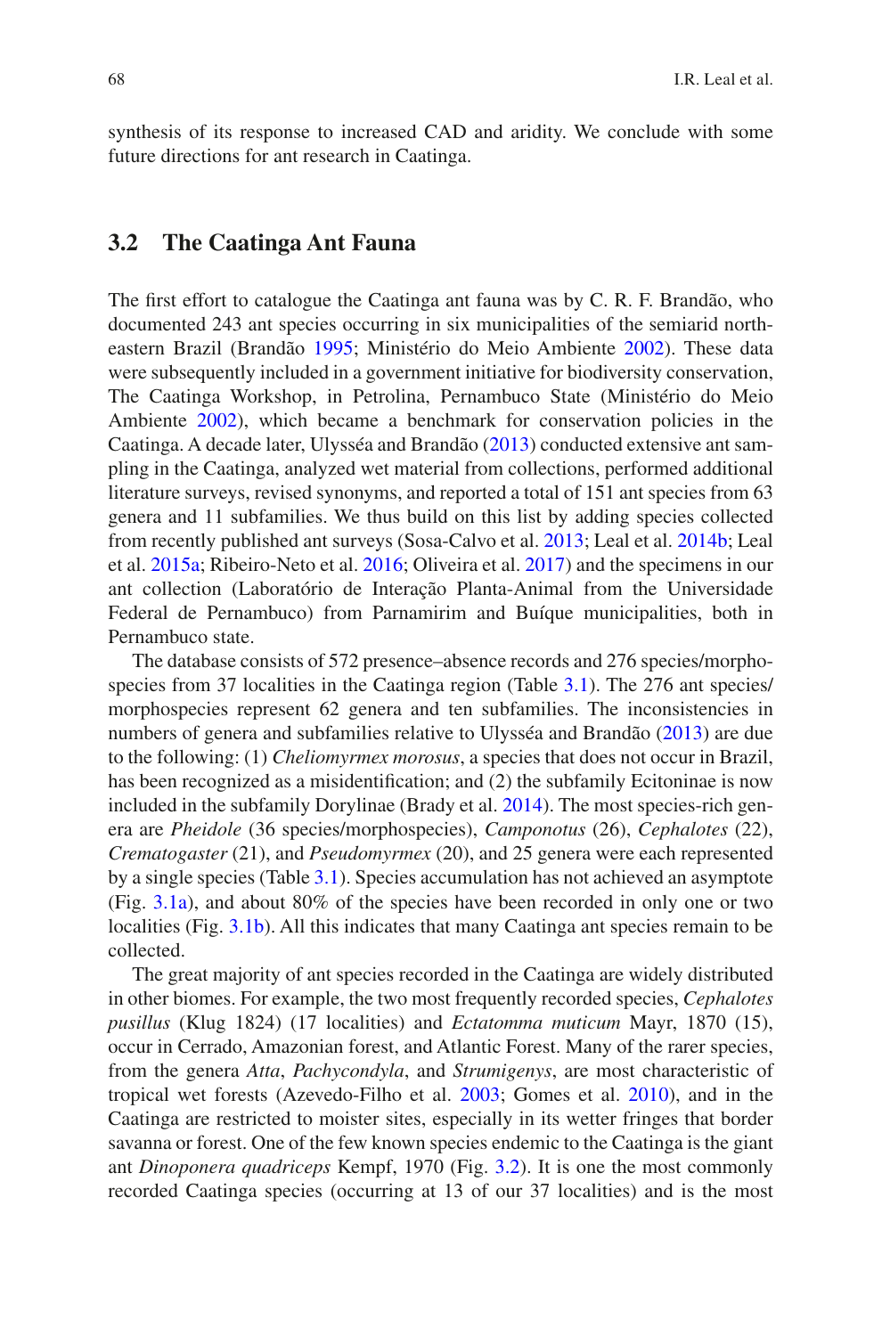synthesis of its response to increased CAD and aridity. We conclude with some future directions for ant research in Caatinga.

## 3.2 The Caatinga Ant Fauna

The first effort to catalogue the Caatinga ant fauna was by C. R. F. Brandão, who documented 243 ant species occurring in six municipalities of the semiarid northeastern Brazil (Brandão 1995; Ministério do Meio Ambiente 2002). These data were subsequently included in a government initiative for biodiversity conservation, The Caatinga Workshop, in Petrolina, Pernambuco State (Ministério do Meio Ambiente 2002), which became a benchmark for conservation policies in the Caatinga. A decade later, Ulysséa and Brandão (2013) conducted extensive ant sampling in the Caatinga, analyzed wet material from collections, performed additional literature surveys, revised synonyms, and reported a total of 151 ant species from 63 genera and 11 subfamilies. We thus build on this list by adding species collected from recently published ant surveys (Sosa-Calvo et al. 2013; Leal et al. 2014b; Leal et al. 2015a; Ribeiro-Neto et al. 2016; Oliveira et al. 2017) and the specimens in our ant collection (Laboratório de Interação Planta-Animal from the Universidade Federal de Pernambuco) from Parnamirim and Buíque municipalities, both in Pernambuco state.

The database consists of 572 presence–absence records and 276 species/morphospecies from 37 localities in the Caatinga region (Table 3.1). The 276 ant species/morphospecies represent 62 genera and ten subfamilies. The inconsistencies in numbers of genera and subfamilies relative to Ulysséa and Brandão (2013) are due to the following: (1) *Cheliomyrmex morosus*, a species that does not occur in Brazil, has been recognized as a misidentification; and (2) the subfamily Ecitoninae is now included in the subfamily Dorylinae (Brady et al. 2014). The most species-rich genera are *Pheidole* (36 species/morphospecies), *Camponotus* (26), *Cephalotes* (22), *Crematogaster* (21), and *Pseudomyrmex* (20), and 25 genera were each represented by a single species (Table 3.1). Species accumulation has not achieved an asymptote (Fig. 3.1a), and about 80% of the species have been recorded in only one or two localities (Fig. 3.1b). All this indicates that many Caatinga ant species remain to be collected.

The great majority of ant species recorded in the Caatinga are widely distributed in other biomes. For example, the two most frequently recorded species, *Cephalotes pusillus* (Klug 1824) (17 localities) and *Ectatomma muticum* Mayr, 1870 (15), occur in Cerrado, Amazonian forest, and Atlantic Forest. Many of the rarer species, from the genera *Atta*, *Pachycondyla*, and *Strumigenys*, are most characteristic of tropical wet forests (Azevedo-Filho et al. 2003; Gomes et al. 2010), and in the Caatinga are restricted to moister sites, especially in its wetter fringes that border savanna or forest. One of the few known species endemic to the Caatinga is the giant ant *Dinoponera quadriceps* Kempf, 1970 (Fig. 3.2). It is one the most commonly recorded Caatinga species (occurring at 13 of our 37 localities) and is the most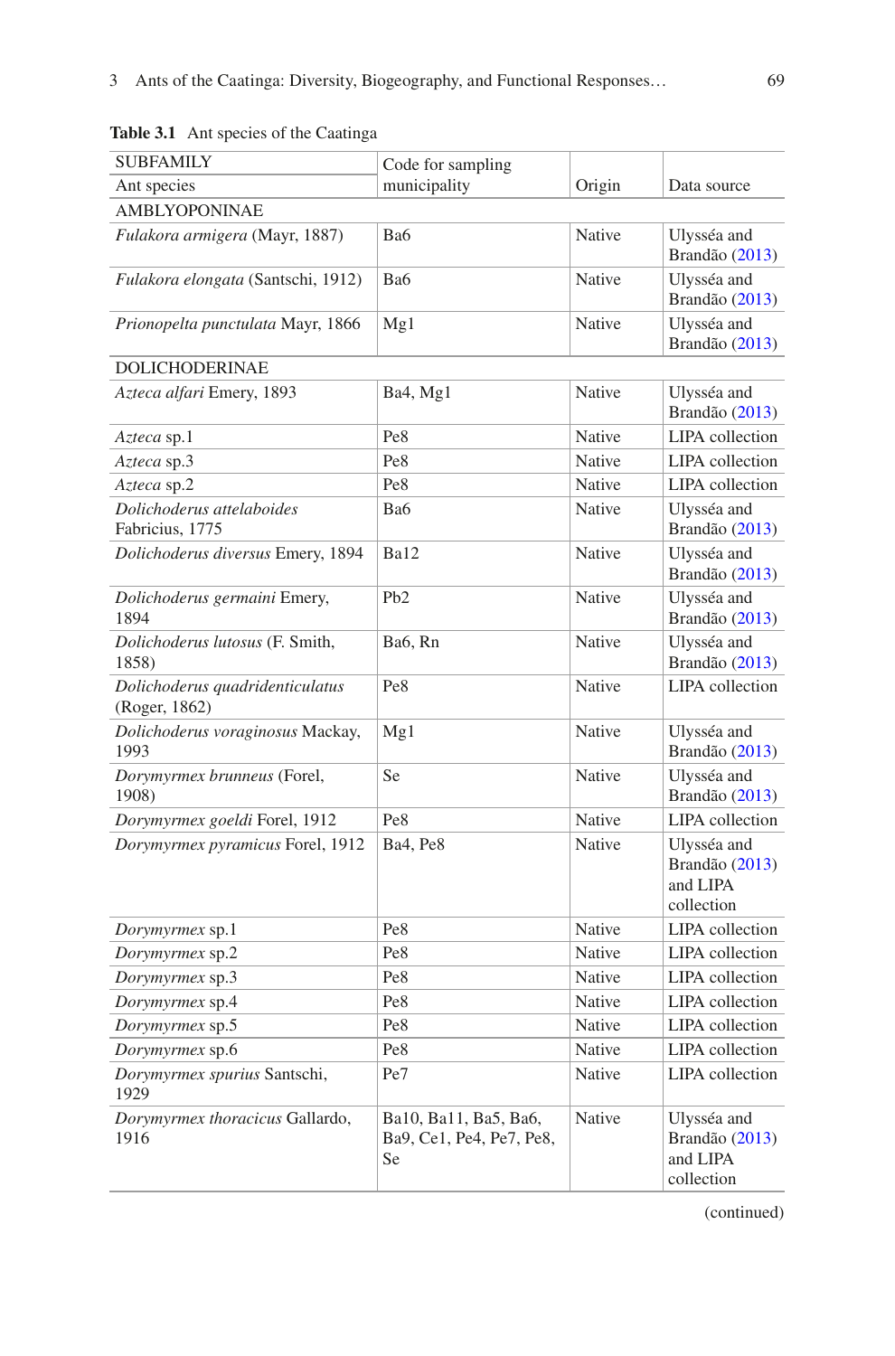**Table 3.1** Ant species of the Caatinga

| SUBFAMILY<br>Ant species | Code for sampling municipality | Origin | Data source |
|---|---|---|---|
| AMBLYOPONINAE | | | |
| *Fulakora armigera* (Mayr, 1887) | Ba6 | Native | Ulysséa and Brandão (2013) |
| *Fulakora elongata* (Santschi, 1912) | Ba6 | Native | Ulysséa and Brandão (2013) |
| *Prionopelta punctulata* Mayr, 1866 | Mg1 | Native | Ulysséa and Brandão (2013) |
| DOLICHODERINAE | | | |
| *Azteca alfari* Emery, 1893 | Ba4, Mg1 | Native | Ulysséa and Brandão (2013) |
| *Azteca* sp.1 | Pe8 | Native | LIPA collection |
| *Azteca* sp.3 | Pe8 | Native | LIPA collection |
| *Azteca* sp.2 | Pe8 | Native | LIPA collection |
| *Dolichoderus attelaboides* Fabricius, 1775 | Ba6 | Native | Ulysséa and Brandão (2013) |
| *Dolichoderus diversus* Emery, 1894 | Ba12 | Native | Ulysséa and Brandão (2013) |
| *Dolichoderus germaini* Emery, 1894 | Pb2 | Native | Ulysséa and Brandão (2013) |
| *Dolichoderus lutosus* (F. Smith, 1858) | Ba6, Rn | Native | Ulysséa and Brandão (2013) |
| *Dolichoderus quadridenticulatus* (Roger, 1862) | Pe8 | Native | LIPA collection |
| *Dolichoderus voraginosus* Mackay, 1993 | Mg1 | Native | Ulysséa and Brandão (2013) |
| *Dorymyrmex brunneus* (Forel, 1908) | Se | Native | Ulysséa and Brandão (2013) |
| *Dorymyrmex goeldi* Forel, 1912 | Pe8 | Native | LIPA collection |
| *Dorymyrmex pyramicus* Forel, 1912 | Ba4, Pe8 | Native | Ulysséa and Brandão (2013) and LIPA collection |
| *Dorymyrmex* sp.1 | Pe8 | Native | LIPA collection |
| *Dorymyrmex* sp.2 | Pe8 | Native | LIPA collection |
| *Dorymyrmex* sp.3 | Pe8 | Native | LIPA collection |
| *Dorymyrmex* sp.4 | Pe8 | Native | LIPA collection |
| *Dorymyrmex* sp.5 | Pe8 | Native | LIPA collection |
| *Dorymyrmex* sp.6 | Pe8 | Native | LIPA collection |
| *Dorymyrmex spurius* Santschi, 1929 | Pe7 | Native | LIPA collection |
| *Dorymyrmex thoracicus* Gallardo, 1916 | Ba10, Ba11, Ba5, Ba6, Ba9, Ce1, Pe4, Pe7, Pe8, Se | Native | Ulysséa and Brandão (2013) and LIPA collection |

(continued)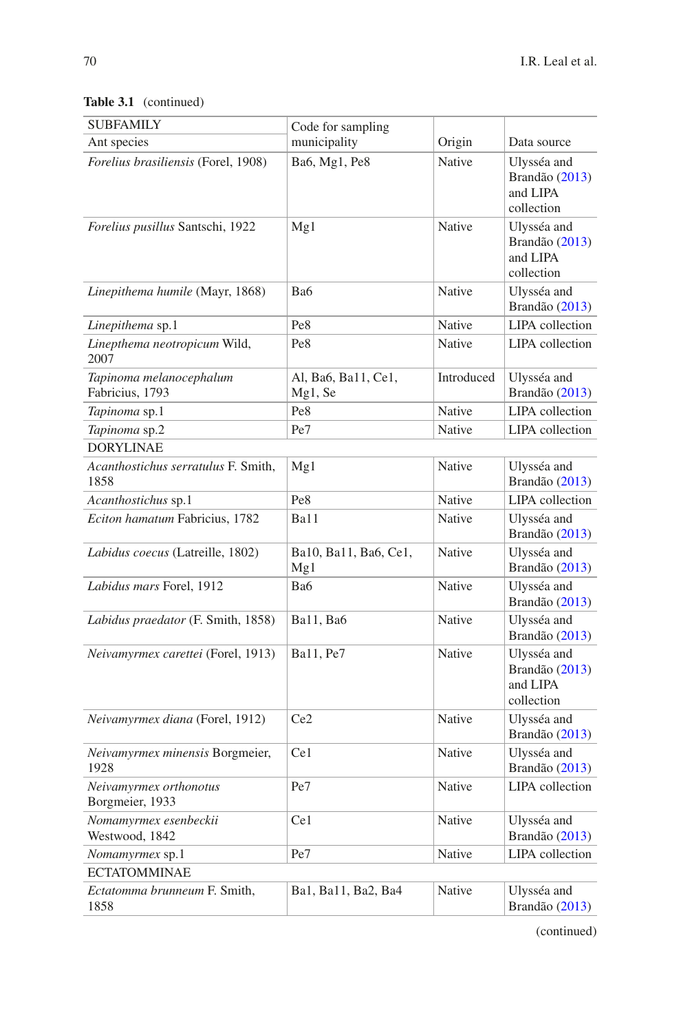**Table 3.1** (continued)

| SUBFAMILY<br>Ant species | Code for sampling municipality | Origin | Data source |
|---|---|---|---|
| *Forelius brasiliensis* (Forel, 1908) | Ba6, Mg1, Pe8 | Native | Ulysséa and Brandão (2013) and LIPA collection |
| *Forelius pusillus* Santschi, 1922 | Mg1 | Native | Ulysséa and Brandão (2013) and LIPA collection |
| *Linepithema humile* (Mayr, 1868) | Ba6 | Native | Ulysséa and Brandão (2013) |
| *Linepithema* sp.1 | Pe8 | Native | LIPA collection |
| *Linepthema neotropicum* Wild, 2007 | Pe8 | Native | LIPA collection |
| *Tapinoma melanocephalum* Fabricius, 1793 | Al, Ba6, Ba11, Ce1, Mg1, Se | Introduced | Ulysséa and Brandão (2013) |
| *Tapinoma* sp.1 | Pe8 | Native | LIPA collection |
| *Tapinoma* sp.2 | Pe7 | Native | LIPA collection |
| DORYLINAE | | | |
| *Acanthostichus serratulus* F. Smith, 1858 | Mg1 | Native | Ulysséa and Brandão (2013) |
| *Acanthostichus* sp.1 | Pe8 | Native | LIPA collection |
| *Eciton hamatum* Fabricius, 1782 | Ba11 | Native | Ulysséa and Brandão (2013) |
| *Labidus coecus* (Latreille, 1802) | Ba10, Ba11, Ba6, Ce1, Mg1 | Native | Ulysséa and Brandão (2013) |
| *Labidus mars* Forel, 1912 | Ba6 | Native | Ulysséa and Brandão (2013) |
| *Labidus praedator* (F. Smith, 1858) | Ba11, Ba6 | Native | Ulysséa and Brandão (2013) |
| *Neivamyrmex carettei* (Forel, 1913) | Ba11, Pe7 | Native | Ulysséa and Brandão (2013) and LIPA collection |
| *Neivamyrmex diana* (Forel, 1912) | Ce2 | Native | Ulysséa and Brandão (2013) |
| *Neivamyrmex minensis* Borgmeier, 1928 | Ce1 | Native | Ulysséa and Brandão (2013) |
| *Neivamyrmex orthonotus* Borgmeier, 1933 | Pe7 | Native | LIPA collection |
| *Nomamyrmex esenbeckii* Westwood, 1842 | Ce1 | Native | Ulysséa and Brandão (2013) |
| *Nomamyrmex* sp.1 | Pe7 | Native | LIPA collection |
| ECTATOMMINAE | | | |
| *Ectatomma brunneum* F. Smith, 1858 | Ba1, Ba11, Ba2, Ba4 | Native | Ulysséa and Brandão (2013) |

(continued)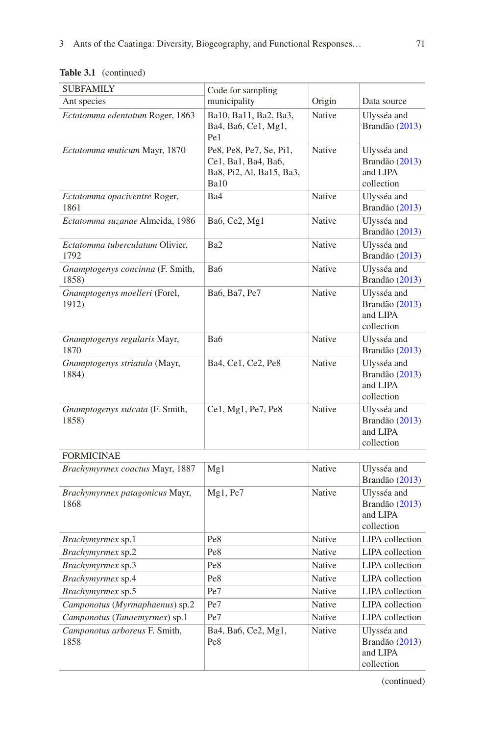**Table 3.1** (continued)

| SUBFAMILY<br>Ant species | Code for sampling municipality | Origin | Data source |
|---|---|---|---|
| *Ectatomma edentatum* Roger, 1863 | Ba10, Ba11, Ba2, Ba3, Ba4, Ba6, Ce1, Mg1, Pe1 | Native | Ulysséa and Brandão (2013) |
| *Ectatomma muticum* Mayr, 1870 | Pe8, Pe8, Pe7, Se, Pi1, Ce1, Ba1, Ba4, Ba6, Ba8, Pi2, Al, Ba15, Ba3, Ba10 | Native | Ulysséa and Brandão (2013) and LIPA collection |
| *Ectatomma opaciventre* Roger, 1861 | Ba4 | Native | Ulysséa and Brandão (2013) |
| *Ectatomma suzanae* Almeida, 1986 | Ba6, Ce2, Mg1 | Native | Ulysséa and Brandão (2013) |
| *Ectatomma tuberculatum* Olivier, 1792 | Ba2 | Native | Ulysséa and Brandão (2013) |
| *Gnamptogenys concinna* (F. Smith, 1858) | Ba6 | Native | Ulysséa and Brandão (2013) |
| *Gnamptogenys moelleri* (Forel, 1912) | Ba6, Ba7, Pe7 | Native | Ulysséa and Brandão (2013) and LIPA collection |
| *Gnamptogenys regularis* Mayr, 1870 | Ba6 | Native | Ulysséa and Brandão (2013) |
| *Gnamptogenys striatula* (Mayr, 1884) | Ba4, Ce1, Ce2, Pe8 | Native | Ulysséa and Brandão (2013) and LIPA collection |
| *Gnamptogenys sulcata* (F. Smith, 1858) | Ce1, Mg1, Pe7, Pe8 | Native | Ulysséa and Brandão (2013) and LIPA collection |
| FORMICINAE | | | |
| *Brachymyrmex coactus* Mayr, 1887 | Mg1 | Native | Ulysséa and Brandão (2013) |
| *Brachymyrmex patagonicus* Mayr, 1868 | Mg1, Pe7 | Native | Ulysséa and Brandão (2013) and LIPA collection |
| *Brachymyrmex* sp.1 | Pe8 | Native | LIPA collection |
| *Brachymyrmex* sp.2 | Pe8 | Native | LIPA collection |
| *Brachymyrmex* sp.3 | Pe8 | Native | LIPA collection |
| *Brachymyrmex* sp.4 | Pe8 | Native | LIPA collection |
| *Brachymyrmex* sp.5 | Pe7 | Native | LIPA collection |
| *Camponotus* (*Myrmaphaenus*) sp.2 | Pe7 | Native | LIPA collection |
| *Camponotus* (*Tanaemyrmex*) sp.1 | Pe7 | Native | LIPA collection |
| *Camponotus arboreus* F. Smith, 1858 | Ba4, Ba6, Ce2, Mg1, Pe8 | Native | Ulysséa and Brandão (2013) and LIPA collection |

(continued)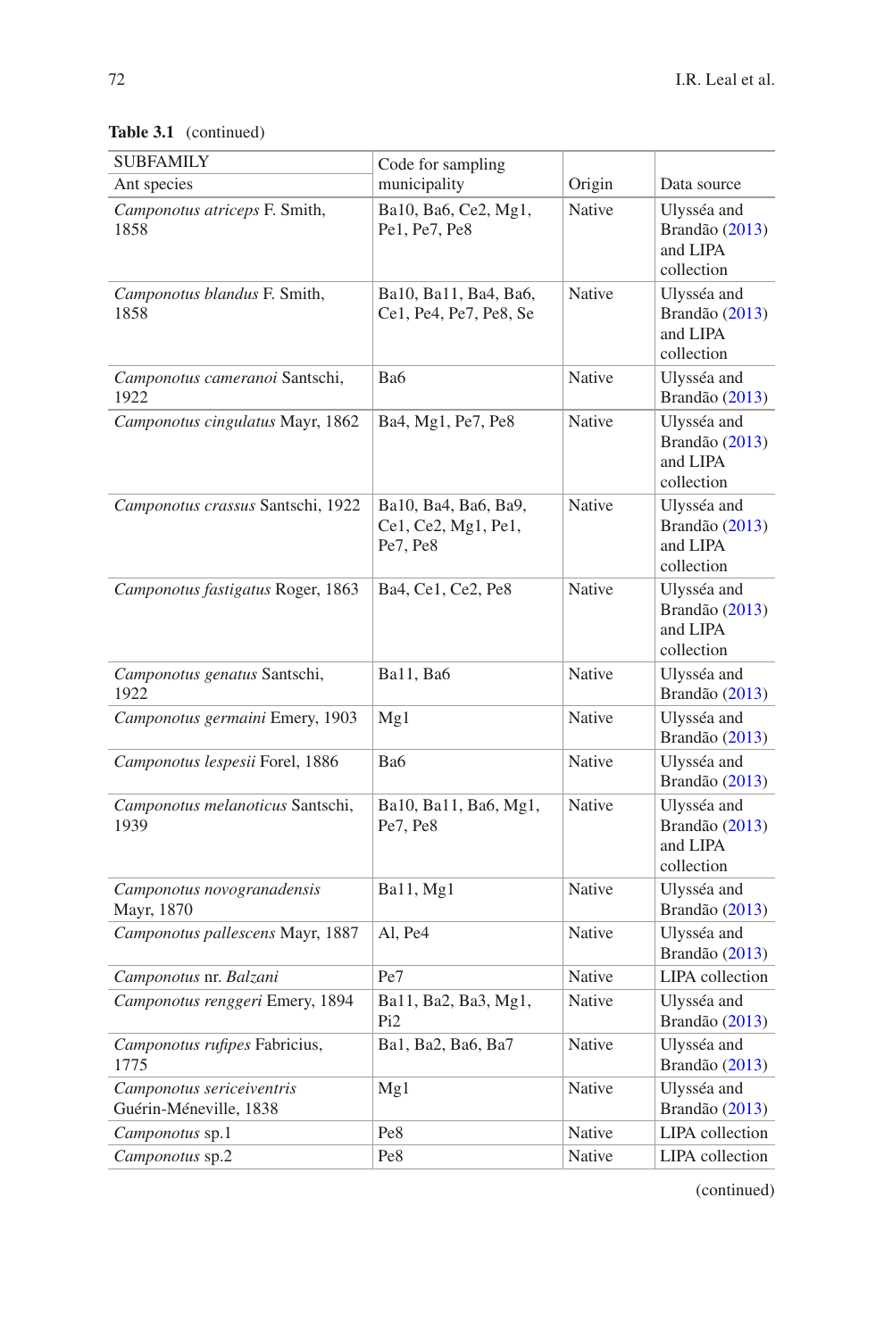**Table 3.1** (continued)

| SUBFAMILY<br>Ant species | Code for sampling municipality | Origin | Data source |
|---|---|---|---|
| *Camponotus atriceps* F. Smith, 1858 | Ba10, Ba6, Ce2, Mg1, Pe1, Pe7, Pe8 | Native | Ulysséa and Brandão (2013) and LIPA collection |
| *Camponotus blandus* F. Smith, 1858 | Ba10, Ba11, Ba4, Ba6, Ce1, Pe4, Pe7, Pe8, Se | Native | Ulysséa and Brandão (2013) and LIPA collection |
| *Camponotus cameranoi* Santschi, 1922 | Ba6 | Native | Ulysséa and Brandão (2013) |
| *Camponotus cingulatus* Mayr, 1862 | Ba4, Mg1, Pe7, Pe8 | Native | Ulysséa and Brandão (2013) and LIPA collection |
| *Camponotus crassus* Santschi, 1922 | Ba10, Ba4, Ba6, Ba9, Ce1, Ce2, Mg1, Pe1, Pe7, Pe8 | Native | Ulysséa and Brandão (2013) and LIPA collection |
| *Camponotus fastigatus* Roger, 1863 | Ba4, Ce1, Ce2, Pe8 | Native | Ulysséa and Brandão (2013) and LIPA collection |
| *Camponotus genatus* Santschi, 1922 | Ba11, Ba6 | Native | Ulysséa and Brandão (2013) |
| *Camponotus germaini* Emery, 1903 | Mg1 | Native | Ulysséa and Brandão (2013) |
| *Camponotus lespesii* Forel, 1886 | Ba6 | Native | Ulysséa and Brandão (2013) |
| *Camponotus melanoticus* Santschi, 1939 | Ba10, Ba11, Ba6, Mg1, Pe7, Pe8 | Native | Ulysséa and Brandão (2013) and LIPA collection |
| *Camponotus novogranadensis* Mayr, 1870 | Ba11, Mg1 | Native | Ulysséa and Brandão (2013) |
| *Camponotus pallescens* Mayr, 1887 | Al, Pe4 | Native | Ulysséa and Brandão (2013) |
| *Camponotus* nr. *Balzani* | Pe7 | Native | LIPA collection |
| *Camponotus renggeri* Emery, 1894 | Ba11, Ba2, Ba3, Mg1, Pi2 | Native | Ulysséa and Brandão (2013) |
| *Camponotus rufipes* Fabricius, 1775 | Ba1, Ba2, Ba6, Ba7 | Native | Ulysséa and Brandão (2013) |
| *Camponotus sericeiventris* Guérin-Méneville, 1838 | Mg1 | Native | Ulysséa and Brandão (2013) |
| *Camponotus* sp.1 | Pe8 | Native | LIPA collection |
| *Camponotus* sp.2 | Pe8 | Native | LIPA collection |

(continued)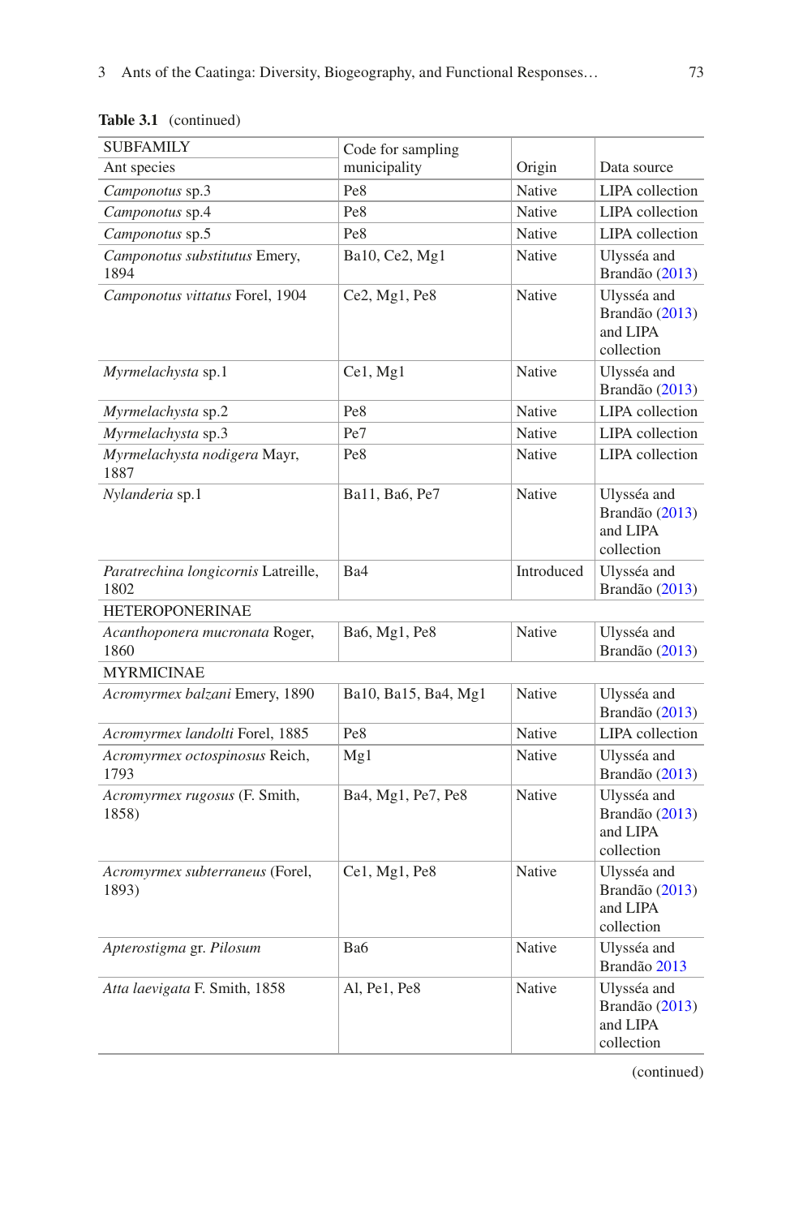**Table 3.1** (continued)

| SUBFAMILY<br>Ant species | Code for sampling municipality | Origin | Data source |
|---|---|---|---|
| *Camponotus* sp.3 | Pe8 | Native | LIPA collection |
| *Camponotus* sp.4 | Pe8 | Native | LIPA collection |
| *Camponotus* sp.5 | Pe8 | Native | LIPA collection |
| *Camponotus substitutus* Emery, 1894 | Ba10, Ce2, Mg1 | Native | Ulysséa and Brandão (2013) |
| *Camponotus vittatus* Forel, 1904 | Ce2, Mg1, Pe8 | Native | Ulysséa and Brandão (2013) and LIPA collection |
| *Myrmelachysta* sp.1 | Ce1, Mg1 | Native | Ulysséa and Brandão (2013) |
| *Myrmelachysta* sp.2 | Pe8 | Native | LIPA collection |
| *Myrmelachysta* sp.3 | Pe7 | Native | LIPA collection |
| *Myrmelachysta nodigera* Mayr, 1887 | Pe8 | Native | LIPA collection |
| *Nylanderia* sp.1 | Ba11, Ba6, Pe7 | Native | Ulysséa and Brandão (2013) and LIPA collection |
| *Paratrechina longicornis* Latreille, 1802 | Ba4 | Introduced | Ulysséa and Brandão (2013) |
| HETEROPONERINAE | | | |
| *Acanthoponera mucronata* Roger, 1860 | Ba6, Mg1, Pe8 | Native | Ulysséa and Brandão (2013) |
| MYRMICINAE | | | |
| *Acromyrmex balzani* Emery, 1890 | Ba10, Ba15, Ba4, Mg1 | Native | Ulysséa and Brandão (2013) |
| *Acromyrmex landolti* Forel, 1885 | Pe8 | Native | LIPA collection |
| *Acromyrmex octospinosus* Reich, 1793 | Mg1 | Native | Ulysséa and Brandão (2013) |
| *Acromyrmex rugosus* (F. Smith, 1858) | Ba4, Mg1, Pe7, Pe8 | Native | Ulysséa and Brandão (2013) and LIPA collection |
| *Acromyrmex subterraneus* (Forel, 1893) | Ce1, Mg1, Pe8 | Native | Ulysséa and Brandão (2013) and LIPA collection |
| *Apterostigma* gr. *Pilosum* | Ba6 | Native | Ulysséa and Brandão 2013 |
| *Atta laevigata* F. Smith, 1858 | Al, Pe1, Pe8 | Native | Ulysséa and Brandão (2013) and LIPA collection |

(continued)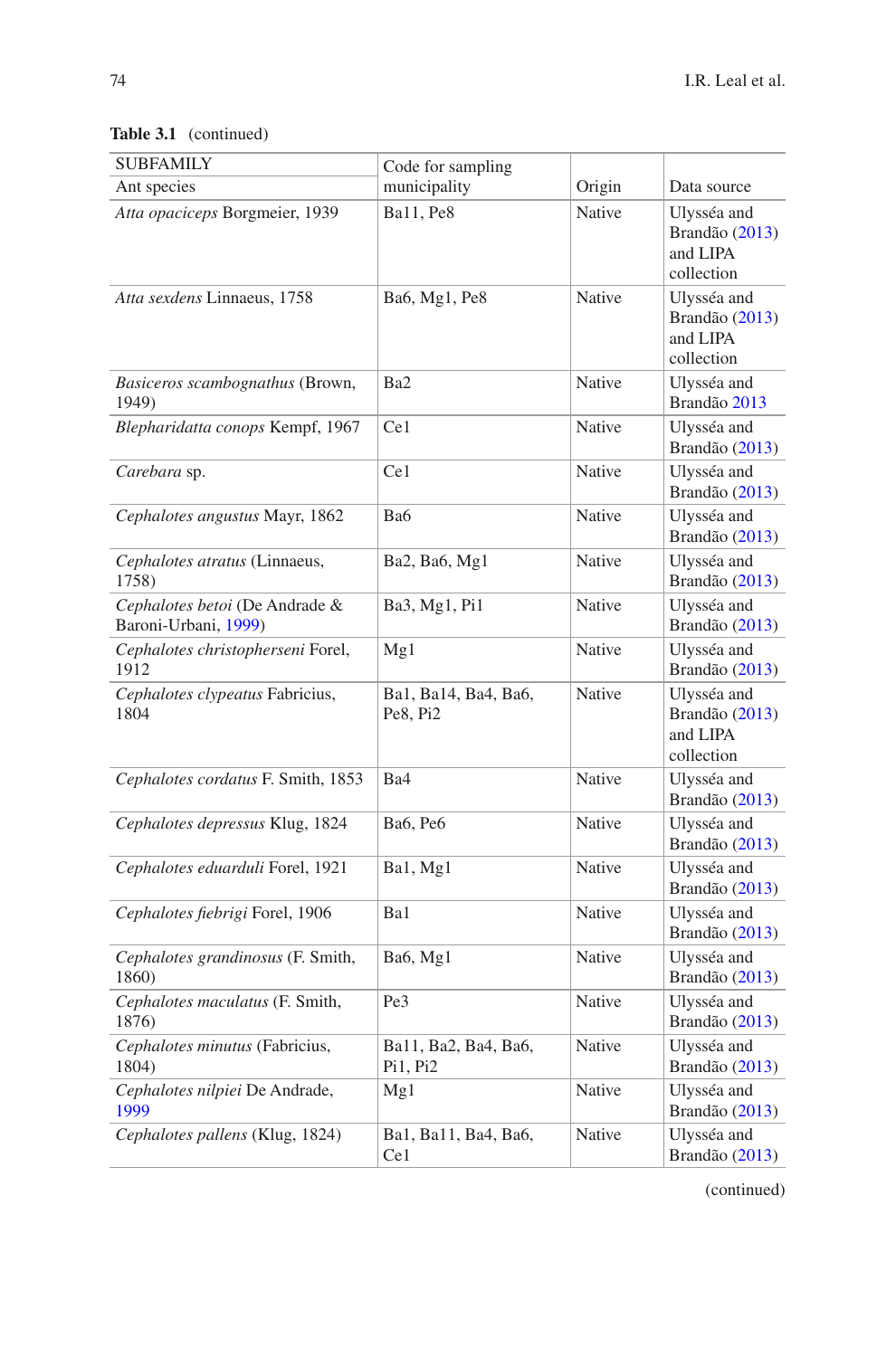**Table 3.1** (continued)

| SUBFAMILY<br>Ant species | Code for sampling municipality | Origin | Data source |
|---|---|---|---|
| *Atta opaciceps* Borgmeier, 1939 | Ba11, Pe8 | Native | Ulysséa and Brandão (2013) and LIPA collection |
| *Atta sexdens* Linnaeus, 1758 | Ba6, Mg1, Pe8 | Native | Ulysséa and Brandão (2013) and LIPA collection |
| *Basiceros scambognathus* (Brown, 1949) | Ba2 | Native | Ulysséa and Brandão 2013 |
| *Blepharidatta conops* Kempf, 1967 | Ce1 | Native | Ulysséa and Brandão (2013) |
| *Carebara* sp. | Ce1 | Native | Ulysséa and Brandão (2013) |
| *Cephalotes angustus* Mayr, 1862 | Ba6 | Native | Ulysséa and Brandão (2013) |
| *Cephalotes atratus* (Linnaeus, 1758) | Ba2, Ba6, Mg1 | Native | Ulysséa and Brandão (2013) |
| *Cephalotes betoi* (De Andrade & Baroni-Urbani, 1999) | Ba3, Mg1, Pi1 | Native | Ulysséa and Brandão (2013) |
| *Cephalotes christopherseni* Forel, 1912 | Mg1 | Native | Ulysséa and Brandão (2013) |
| *Cephalotes clypeatus* Fabricius, 1804 | Ba1, Ba14, Ba4, Ba6, Pe8, Pi2 | Native | Ulysséa and Brandão (2013) and LIPA collection |
| *Cephalotes cordatus* F. Smith, 1853 | Ba4 | Native | Ulysséa and Brandão (2013) |
| *Cephalotes depressus* Klug, 1824 | Ba6, Pe6 | Native | Ulysséa and Brandão (2013) |
| *Cephalotes eduarduli* Forel, 1921 | Ba1, Mg1 | Native | Ulysséa and Brandão (2013) |
| *Cephalotes fiebrigi* Forel, 1906 | Ba1 | Native | Ulysséa and Brandão (2013) |
| *Cephalotes grandinosus* (F. Smith, 1860) | Ba6, Mg1 | Native | Ulysséa and Brandão (2013) |
| *Cephalotes maculatus* (F. Smith, 1876) | Pe3 | Native | Ulysséa and Brandão (2013) |
| *Cephalotes minutus* (Fabricius, 1804) | Ba11, Ba2, Ba4, Ba6, Pi1, Pi2 | Native | Ulysséa and Brandão (2013) |
| *Cephalotes nilpiei* De Andrade, 1999 | Mg1 | Native | Ulysséa and Brandão (2013) |
| *Cephalotes pallens* (Klug, 1824) | Ba1, Ba11, Ba4, Ba6, Ce1 | Native | Ulysséa and Brandão (2013) |

(continued)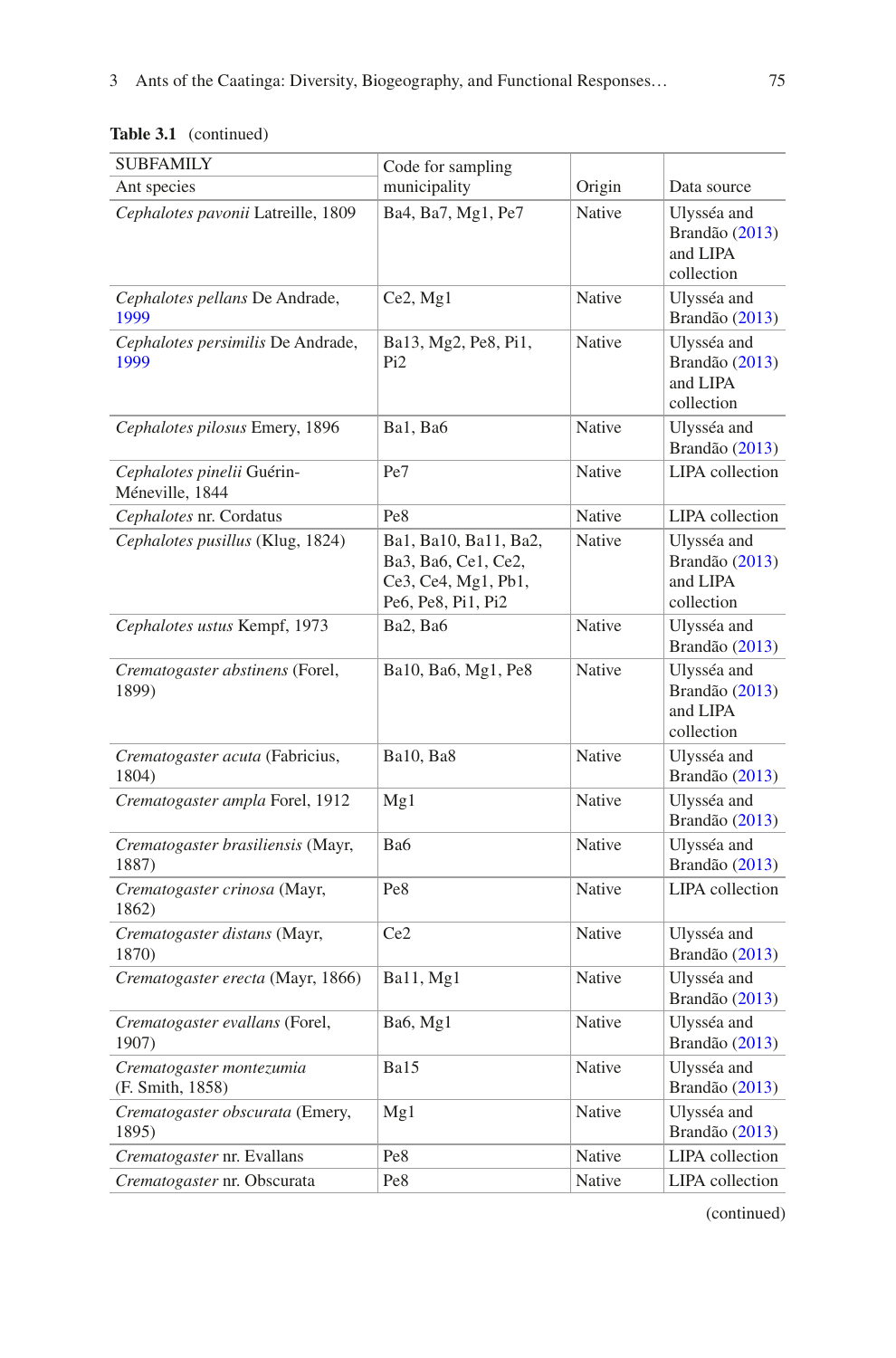**Table 3.1** (continued)

| SUBFAMILY<br>Ant species | Code for sampling municipality | Origin | Data source |
|---|---|---|---|
| *Cephalotes pavonii* Latreille, 1809 | Ba4, Ba7, Mg1, Pe7 | Native | Ulysséa and Brandão (2013) and LIPA collection |
| *Cephalotes pellans* De Andrade, 1999 | Ce2, Mg1 | Native | Ulysséa and Brandão (2013) |
| *Cephalotes persimilis* De Andrade, 1999 | Ba13, Mg2, Pe8, Pi1, Pi2 | Native | Ulysséa and Brandão (2013) and LIPA collection |
| *Cephalotes pilosus* Emery, 1896 | Ba1, Ba6 | Native | Ulysséa and Brandão (2013) |
| *Cephalotes pinelii* Guérin-Méneville, 1844 | Pe7 | Native | LIPA collection |
| *Cephalotes* nr. Cordatus | Pe8 | Native | LIPA collection |
| *Cephalotes pusillus* (Klug, 1824) | Ba1, Ba10, Ba11, Ba2, Ba3, Ba6, Ce1, Ce2, Ce3, Ce4, Mg1, Pb1, Pe6, Pe8, Pi1, Pi2 | Native | Ulysséa and Brandão (2013) and LIPA collection |
| *Cephalotes ustus* Kempf, 1973 | Ba2, Ba6 | Native | Ulysséa and Brandão (2013) |
| *Crematogaster abstinens* (Forel, 1899) | Ba10, Ba6, Mg1, Pe8 | Native | Ulysséa and Brandão (2013) and LIPA collection |
| *Crematogaster acuta* (Fabricius, 1804) | Ba10, Ba8 | Native | Ulysséa and Brandão (2013) |
| *Crematogaster ampla* Forel, 1912 | Mg1 | Native | Ulysséa and Brandão (2013) |
| *Crematogaster brasiliensis* (Mayr, 1887) | Ba6 | Native | Ulysséa and Brandão (2013) |
| *Crematogaster crinosa* (Mayr, 1862) | Pe8 | Native | LIPA collection |
| *Crematogaster distans* (Mayr, 1870) | Ce2 | Native | Ulysséa and Brandão (2013) |
| *Crematogaster erecta* (Mayr, 1866) | Ba11, Mg1 | Native | Ulysséa and Brandão (2013) |
| *Crematogaster evallans* (Forel, 1907) | Ba6, Mg1 | Native | Ulysséa and Brandão (2013) |
| *Crematogaster montezumia* (F. Smith, 1858) | Ba15 | Native | Ulysséa and Brandão (2013) |
| *Crematogaster obscurata* (Emery, 1895) | Mg1 | Native | Ulysséa and Brandão (2013) |
| *Crematogaster* nr. Evallans | Pe8 | Native | LIPA collection |
| *Crematogaster* nr. Obscurata | Pe8 | Native | LIPA collection |

(continued)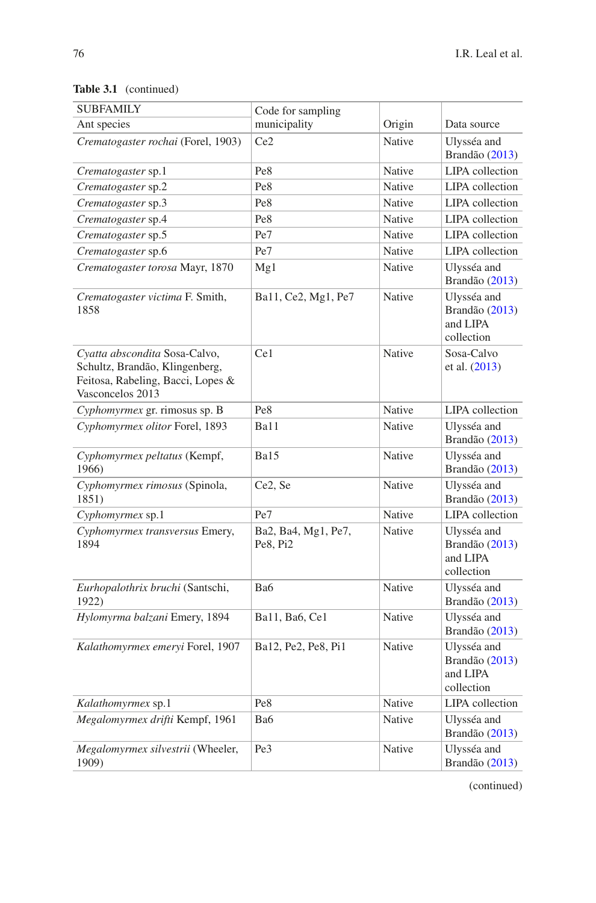**Table 3.1** (continued)

| SUBFAMILY<br>Ant species | Code for sampling municipality | Origin | Data source |
|---|---|---|---|
| *Crematogaster rochai* (Forel, 1903) | Ce2 | Native | Ulysséa and Brandão (2013) |
| *Crematogaster* sp.1 | Pe8 | Native | LIPA collection |
| *Crematogaster* sp.2 | Pe8 | Native | LIPA collection |
| *Crematogaster* sp.3 | Pe8 | Native | LIPA collection |
| *Crematogaster* sp.4 | Pe8 | Native | LIPA collection |
| *Crematogaster* sp.5 | Pe7 | Native | LIPA collection |
| *Crematogaster* sp.6 | Pe7 | Native | LIPA collection |
| *Crematogaster torosa* Mayr, 1870 | Mg1 | Native | Ulysséa and Brandão (2013) |
| *Crematogaster victima* F. Smith, 1858 | Ba11, Ce2, Mg1, Pe7 | Native | Ulysséa and Brandão (2013) and LIPA collection |
| *Cyatta abscondita* Sosa-Calvo, Schultz, Brandão, Klingenberg, Feitosa, Rabeling, Bacci, Lopes & Vasconcelos 2013 | Ce1 | Native | Sosa-Calvo et al. (2013) |
| *Cyphomyrmex* gr. rimosus sp. B | Pe8 | Native | LIPA collection |
| *Cyphomyrmex olitor* Forel, 1893 | Ba11 | Native | Ulysséa and Brandão (2013) |
| *Cyphomyrmex peltatus* (Kempf, 1966) | Ba15 | Native | Ulysséa and Brandão (2013) |
| *Cyphomyrmex rimosus* (Spinola, 1851) | Ce2, Se | Native | Ulysséa and Brandão (2013) |
| *Cyphomyrmex* sp.1 | Pe7 | Native | LIPA collection |
| *Cyphomyrmex transversus* Emery, 1894 | Ba2, Ba4, Mg1, Pe7, Pe8, Pi2 | Native | Ulysséa and Brandão (2013) and LIPA collection |
| *Eurhopalothrix bruchi* (Santschi, 1922) | Ba6 | Native | Ulysséa and Brandão (2013) |
| *Hylomyrma balzani* Emery, 1894 | Ba11, Ba6, Ce1 | Native | Ulysséa and Brandão (2013) |
| *Kalathomyrmex emeryi* Forel, 1907 | Ba12, Pe2, Pe8, Pi1 | Native | Ulysséa and Brandão (2013) and LIPA collection |
| *Kalathomyrmex* sp.1 | Pe8 | Native | LIPA collection |
| *Megalomyrmex drifti* Kempf, 1961 | Ba6 | Native | Ulysséa and Brandão (2013) |
| *Megalomyrmex silvestrii* (Wheeler, 1909) | Pe3 | Native | Ulysséa and Brandão (2013) |

(continued)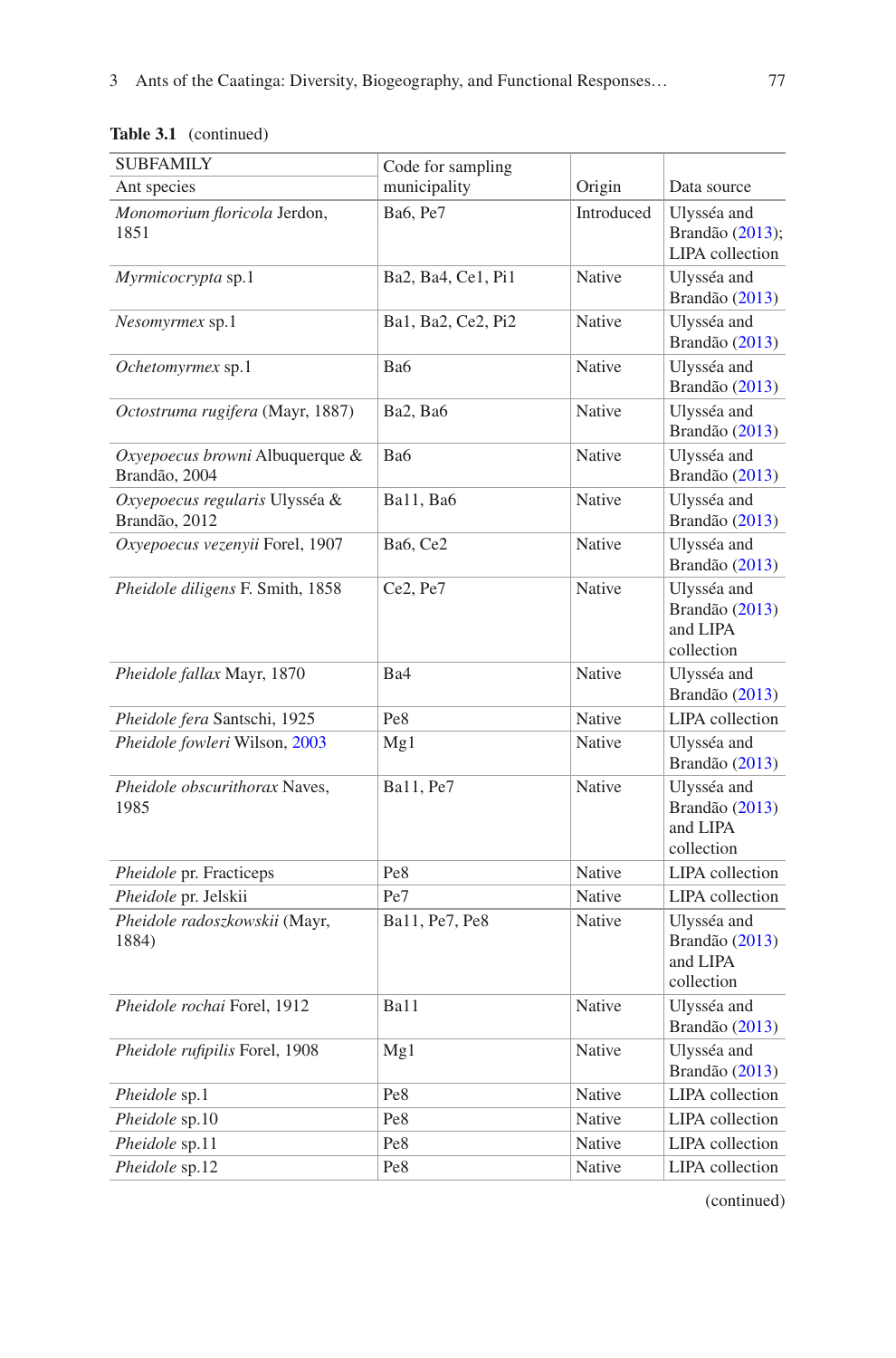**Table 3.1** (continued)

| SUBFAMILY<br>Ant species | Code for sampling municipality | Origin | Data source |
|---|---|---|---|
| *Monomorium floricola* Jerdon, 1851 | Ba6, Pe7 | Introduced | Ulysséa and Brandão (2013); LIPA collection |
| *Myrmicocrypta* sp.1 | Ba2, Ba4, Ce1, Pi1 | Native | Ulysséa and Brandão (2013) |
| *Nesomyrmex* sp.1 | Ba1, Ba2, Ce2, Pi2 | Native | Ulysséa and Brandão (2013) |
| *Ochetomyrmex* sp.1 | Ba6 | Native | Ulysséa and Brandão (2013) |
| *Octostruma rugifera* (Mayr, 1887) | Ba2, Ba6 | Native | Ulysséa and Brandão (2013) |
| *Oxyepoecus browni* Albuquerque & Brandão, 2004 | Ba6 | Native | Ulysséa and Brandão (2013) |
| *Oxyepoecus regularis* Ulysséa & Brandão, 2012 | Ba11, Ba6 | Native | Ulysséa and Brandão (2013) |
| *Oxyepoecus vezenyii* Forel, 1907 | Ba6, Ce2 | Native | Ulysséa and Brandão (2013) |
| *Pheidole diligens* F. Smith, 1858 | Ce2, Pe7 | Native | Ulysséa and Brandão (2013) and LIPA collection |
| *Pheidole fallax* Mayr, 1870 | Ba4 | Native | Ulysséa and Brandão (2013) |
| *Pheidole fera* Santschi, 1925 | Pe8 | Native | LIPA collection |
| *Pheidole fowleri* Wilson, 2003 | Mg1 | Native | Ulysséa and Brandão (2013) |
| *Pheidole obscurithorax* Naves, 1985 | Ba11, Pe7 | Native | Ulysséa and Brandão (2013) and LIPA collection |
| *Pheidole* pr. Fracticeps | Pe8 | Native | LIPA collection |
| *Pheidole* pr. Jelskii | Pe7 | Native | LIPA collection |
| *Pheidole radoszkowskii* (Mayr, 1884) | Ba11, Pe7, Pe8 | Native | Ulysséa and Brandão (2013) and LIPA collection |
| *Pheidole rochai* Forel, 1912 | Ba11 | Native | Ulysséa and Brandão (2013) |
| *Pheidole rufipilis* Forel, 1908 | Mg1 | Native | Ulysséa and Brandão (2013) |
| *Pheidole* sp.1 | Pe8 | Native | LIPA collection |
| *Pheidole* sp.10 | Pe8 | Native | LIPA collection |
| *Pheidole* sp.11 | Pe8 | Native | LIPA collection |
| *Pheidole* sp.12 | Pe8 | Native | LIPA collection |

(continued)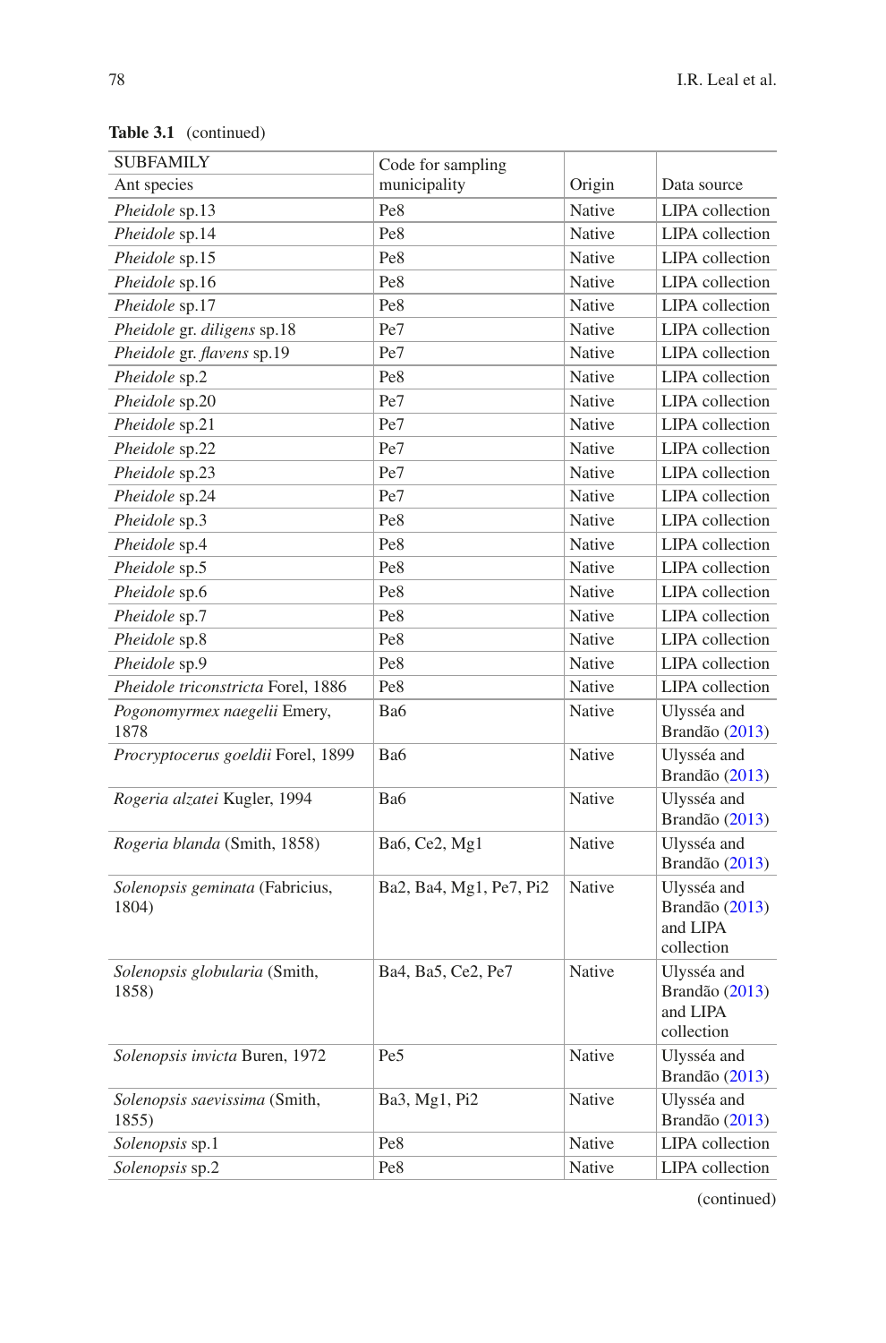**Table 3.1** (continued)

| SUBFAMILY<br>Ant species | Code for sampling municipality | Origin | Data source |
|---|---|---|---|
| *Pheidole* sp.13 | Pe8 | Native | LIPA collection |
| *Pheidole* sp.14 | Pe8 | Native | LIPA collection |
| *Pheidole* sp.15 | Pe8 | Native | LIPA collection |
| *Pheidole* sp.16 | Pe8 | Native | LIPA collection |
| *Pheidole* sp.17 | Pe8 | Native | LIPA collection |
| *Pheidole* gr. *diligens* sp.18 | Pe7 | Native | LIPA collection |
| *Pheidole* gr. *flavens* sp.19 | Pe7 | Native | LIPA collection |
| *Pheidole* sp.2 | Pe8 | Native | LIPA collection |
| *Pheidole* sp.20 | Pe7 | Native | LIPA collection |
| *Pheidole* sp.21 | Pe7 | Native | LIPA collection |
| *Pheidole* sp.22 | Pe7 | Native | LIPA collection |
| *Pheidole* sp.23 | Pe7 | Native | LIPA collection |
| *Pheidole* sp.24 | Pe7 | Native | LIPA collection |
| *Pheidole* sp.3 | Pe8 | Native | LIPA collection |
| *Pheidole* sp.4 | Pe8 | Native | LIPA collection |
| *Pheidole* sp.5 | Pe8 | Native | LIPA collection |
| *Pheidole* sp.6 | Pe8 | Native | LIPA collection |
| *Pheidole* sp.7 | Pe8 | Native | LIPA collection |
| *Pheidole* sp.8 | Pe8 | Native | LIPA collection |
| *Pheidole* sp.9 | Pe8 | Native | LIPA collection |
| *Pheidole triconstricta* Forel, 1886 | Pe8 | Native | LIPA collection |
| *Pogonomyrmex naegelii* Emery, 1878 | Ba6 | Native | Ulysséa and Brandão (2013) |
| *Procryptocerus goeldii* Forel, 1899 | Ba6 | Native | Ulysséa and Brandão (2013) |
| *Rogeria alzatei* Kugler, 1994 | Ba6 | Native | Ulysséa and Brandão (2013) |
| *Rogeria blanda* (Smith, 1858) | Ba6, Ce2, Mg1 | Native | Ulysséa and Brandão (2013) |
| *Solenopsis geminata* (Fabricius, 1804) | Ba2, Ba4, Mg1, Pe7, Pi2 | Native | Ulysséa and Brandão (2013) and LIPA collection |
| *Solenopsis globularia* (Smith, 1858) | Ba4, Ba5, Ce2, Pe7 | Native | Ulysséa and Brandão (2013) and LIPA collection |
| *Solenopsis invicta* Buren, 1972 | Pe5 | Native | Ulysséa and Brandão (2013) |
| *Solenopsis saevissima* (Smith, 1855) | Ba3, Mg1, Pi2 | Native | Ulysséa and Brandão (2013) |
| *Solenopsis* sp.1 | Pe8 | Native | LIPA collection |
| *Solenopsis* sp.2 | Pe8 | Native | LIPA collection |

(continued)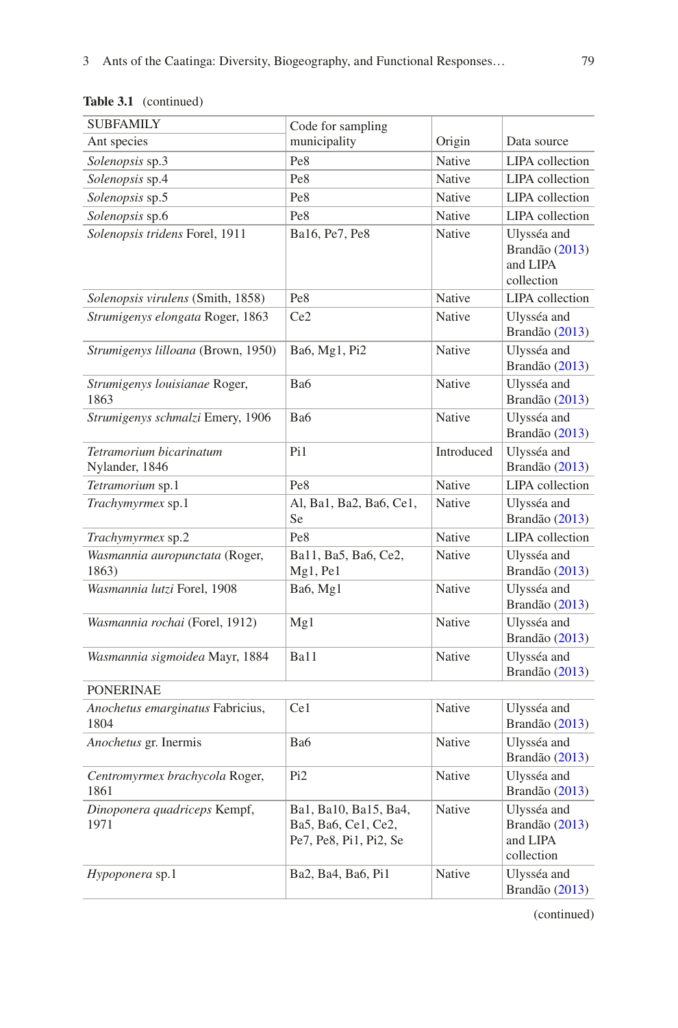**Table 3.1** (continued)

| SUBFAMILY<br>Ant species | Code for sampling municipality | Origin | Data source |
|---|---|---|---|
| *Solenopsis* sp.3 | Pe8 | Native | LIPA collection |
| *Solenopsis* sp.4 | Pe8 | Native | LIPA collection |
| *Solenopsis* sp.5 | Pe8 | Native | LIPA collection |
| *Solenopsis* sp.6 | Pe8 | Native | LIPA collection |
| *Solenopsis tridens* Forel, 1911 | Ba16, Pe7, Pe8 | Native | Ulysséa and Brandão (2013) and LIPA collection |
| *Solenopsis virulens* (Smith, 1858) | Pe8 | Native | LIPA collection |
| *Strumigenys elongata* Roger, 1863 | Ce2 | Native | Ulysséa and Brandão (2013) |
| *Strumigenys lilloana* (Brown, 1950) | Ba6, Mg1, Pi2 | Native | Ulysséa and Brandão (2013) |
| *Strumigenys louisianae* Roger, 1863 | Ba6 | Native | Ulysséa and Brandão (2013) |
| *Strumigenys schmalzi* Emery, 1906 | Ba6 | Native | Ulysséa and Brandão (2013) |
| *Tetramorium bicarinatum* Nylander, 1846 | Pi1 | Introduced | Ulysséa and Brandão (2013) |
| *Tetramorium* sp.1 | Pe8 | Native | LIPA collection |
| *Trachymyrmex* sp.1 | Al, Ba1, Ba2, Ba6, Ce1, Se | Native | Ulysséa and Brandão (2013) |
| *Trachymyrmex* sp.2 | Pe8 | Native | LIPA collection |
| *Wasmannia auropunctata* (Roger, 1863) | Ba11, Ba5, Ba6, Ce2, Mg1, Pe1 | Native | Ulysséa and Brandão (2013) |
| *Wasmannia lutzi* Forel, 1908 | Ba6, Mg1 | Native | Ulysséa and Brandão (2013) |
| *Wasmannia rochai* (Forel, 1912) | Mg1 | Native | Ulysséa and Brandão (2013) |
| *Wasmannia sigmoidea* Mayr, 1884 | Ba11 | Native | Ulysséa and Brandão (2013) |
| PONERINAE | | | |
| *Anochetus emarginatus* Fabricius, 1804 | Ce1 | Native | Ulysséa and Brandão (2013) |
| *Anochetus* gr. Inermis | Ba6 | Native | Ulysséa and Brandão (2013) |
| *Centromyrmex brachycola* Roger, 1861 | Pi2 | Native | Ulysséa and Brandão (2013) |
| *Dinoponera quadriceps* Kempf, 1971 | Ba1, Ba10, Ba15, Ba4, Ba5, Ba6, Ce1, Ce2, Pe7, Pe8, Pi1, Pi2, Se | Native | Ulysséa and Brandão (2013) and LIPA collection |
| *Hypoponera* sp.1 | Ba2, Ba4, Ba6, Pi1 | Native | Ulysséa and Brandão (2013) |

(continued)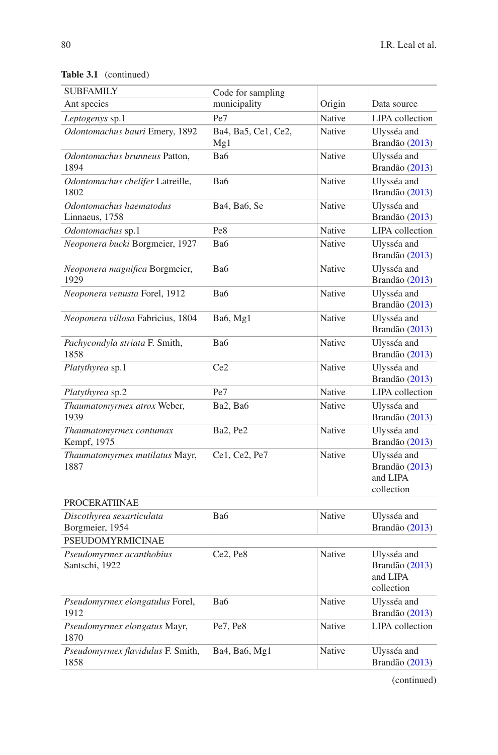**Table 3.1** (continued)

| SUBFAMILY<br>Ant species | Code for sampling municipality | Origin | Data source |
|---|---|---|---|
| *Leptogenys* sp.1 | Pe7 | Native | LIPA collection |
| *Odontomachus bauri* Emery, 1892 | Ba4, Ba5, Ce1, Ce2, Mg1 | Native | Ulysséa and Brandão (2013) |
| *Odontomachus brunneus* Patton, 1894 | Ba6 | Native | Ulysséa and Brandão (2013) |
| *Odontomachus chelifer* Latreille, 1802 | Ba6 | Native | Ulysséa and Brandão (2013) |
| *Odontomachus haematodus* Linnaeus, 1758 | Ba4, Ba6, Se | Native | Ulysséa and Brandão (2013) |
| *Odontomachus* sp.1 | Pe8 | Native | LIPA collection |
| *Neoponera bucki* Borgmeier, 1927 | Ba6 | Native | Ulysséa and Brandão (2013) |
| *Neoponera magnifica* Borgmeier, 1929 | Ba6 | Native | Ulysséa and Brandão (2013) |
| *Neoponera venusta* Forel, 1912 | Ba6 | Native | Ulysséa and Brandão (2013) |
| *Neoponera villosa* Fabricius, 1804 | Ba6, Mg1 | Native | Ulysséa and Brandão (2013) |
| *Pachycondyla striata* F. Smith, 1858 | Ba6 | Native | Ulysséa and Brandão (2013) |
| *Platythyrea* sp.1 | Ce2 | Native | Ulysséa and Brandão (2013) |
| *Platythyrea* sp.2 | Pe7 | Native | LIPA collection |
| *Thaumatomyrmex atrox* Weber, 1939 | Ba2, Ba6 | Native | Ulysséa and Brandão (2013) |
| *Thaumatomyrmex contumax* Kempf, 1975 | Ba2, Pe2 | Native | Ulysséa and Brandão (2013) |
| *Thaumatomyrmex mutilatus* Mayr, 1887 | Ce1, Ce2, Pe7 | Native | Ulysséa and Brandão (2013) and LIPA collection |
| PROCERATIINAE | | | |
| *Discothyrea sexarticulata* Borgmeier, 1954 | Ba6 | Native | Ulysséa and Brandão (2013) |
| PSEUDOMYRMICINAE | | | |
| *Pseudomyrmex acanthobius* Santschi, 1922 | Ce2, Pe8 | Native | Ulysséa and Brandão (2013) and LIPA collection |
| *Pseudomyrmex elongatulus* Forel, 1912 | Ba6 | Native | Ulysséa and Brandão (2013) |
| *Pseudomyrmex elongatus* Mayr, 1870 | Pe7, Pe8 | Native | LIPA collection |
| *Pseudomyrmex flavidulus* F. Smith, 1858 | Ba4, Ba6, Mg1 | Native | Ulysséa and Brandão (2013) |

(continued)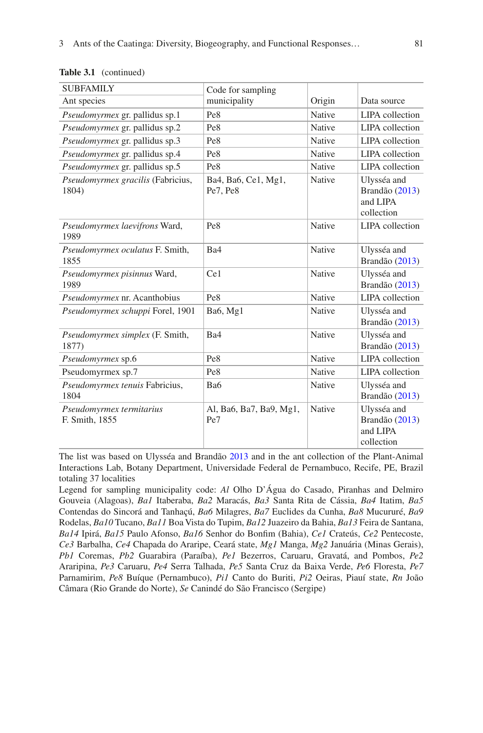**Table 3.1** (continued)

| SUBFAMILY<br>Ant species | Code for sampling municipality | Origin | Data source |
|---|---|---|---|
| *Pseudomyrmex* gr. pallidus sp.1 | Pe8 | Native | LIPA collection |
| *Pseudomyrmex* gr. pallidus sp.2 | Pe8 | Native | LIPA collection |
| *Pseudomyrmex* gr. pallidus sp.3 | Pe8 | Native | LIPA collection |
| *Pseudomyrmex* gr. pallidus sp.4 | Pe8 | Native | LIPA collection |
| *Pseudomyrmex* gr. pallidus sp.5 | Pe8 | Native | LIPA collection |
| *Pseudomyrmex gracilis* (Fabricius, 1804) | Ba4, Ba6, Ce1, Mg1, Pe7, Pe8 | Native | Ulysséa and Brandão (2013) and LIPA collection |
| *Pseudomyrmex laevifrons* Ward, 1989 | Pe8 | Native | LIPA collection |
| *Pseudomyrmex oculatus* F. Smith, 1855 | Ba4 | Native | Ulysséa and Brandão (2013) |
| *Pseudomyrmex pisinnus* Ward, 1989 | Ce1 | Native | Ulysséa and Brandão (2013) |
| *Pseudomyrmex* nr. Acanthobius | Pe8 | Native | LIPA collection |
| *Pseudomyrmex schuppi* Forel, 1901 | Ba6, Mg1 | Native | Ulysséa and Brandão (2013) |
| *Pseudomyrmex simplex* (F. Smith, 1877) | Ba4 | Native | Ulysséa and Brandão (2013) |
| *Pseudomyrmex* sp.6 | Pe8 | Native | LIPA collection |
| Pseudomyrmex sp.7 | Pe8 | Native | LIPA collection |
| *Pseudomyrmex tenuis* Fabricius, 1804 | Ba6 | Native | Ulysséa and Brandão (2013) |
| *Pseudomyrmex termitarius* F. Smith, 1855 | Al, Ba6, Ba7, Ba9, Mg1, Pe7 | Native | Ulysséa and Brandão (2013) and LIPA collection |

The list was based on Ulysséa and Brandão 2013 and in the ant collection of the Plant-Animal Interactions Lab, Botany Department, Universidade Federal de Pernambuco, Recife, PE, Brazil totaling 37 localities

Legend for sampling municipality code: *Al* Olho D'Água do Casado, Piranhas and Delmiro Gouveia (Alagoas), *Ba1* Itaberaba, *Ba2* Maracás, *Ba3* Santa Rita de Cássia, *Ba4* Itatim, *Ba5* Contendas do Sincorá and Tanhaçú, *Ba6* Milagres, *Ba7* Euclides da Cunha, *Ba8* Mucururé, *Ba9* Rodelas, *Ba10* Tucano, *Ba11* Boa Vista do Tupim, *Ba12* Juazeiro da Bahia, *Ba13* Feira de Santana, *Ba14* Ipirá, *Ba15* Paulo Afonso, *Ba16* Senhor do Bonfim (Bahia), *Ce1* Crateús, *Ce2* Pentecoste, *Ce3* Barbalha, *Ce4* Chapada do Araripe, Ceará state, *Mg1* Manga, *Mg2* Januária (Minas Gerais), *Pb1* Coremas, *Pb2* Guarabira (Paraíba), *Pe1* Bezerros, Caruaru, Gravatá, and Pombos, *Pe2* Araripina, *Pe3* Caruaru, *Pe4* Serra Talhada, *Pe5* Santa Cruz da Baixa Verde, *Pe6* Floresta, *Pe7* Parnamirim, *Pe8* Buíque (Pernambuco), *Pi1* Canto do Buriti, *Pi2* Oeiras, Piauí state, *Rn* João Câmara (Rio Grande do Norte), *Se* Canindé do São Francisco (Sergipe)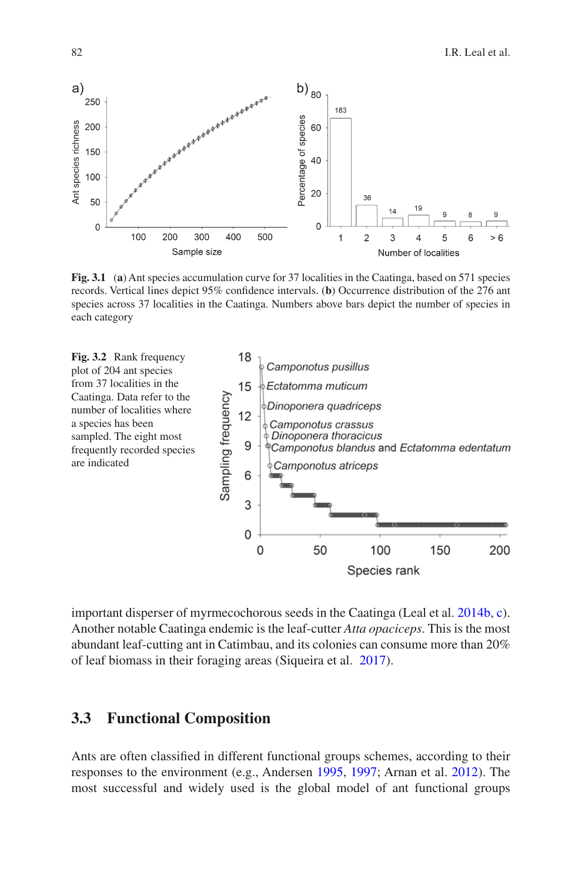**Fig. 3.1** (**a**) Ant species accumulation curve for 37 localities in the Caatinga, based on 571 species records. Vertical lines depict 95% confidence intervals. (**b**) Occurrence distribution of the 276 ant species across 37 localities in the Caatinga. Numbers above bars depict the number of species in each category

**Fig. 3.2** Rank frequency plot of 204 ant species from 37 localities in the Caatinga. Data refer to the number of localities where a species has been sampled. The eight most frequently recorded species are indicated

important disperser of myrmecochorous seeds in the Caatinga (Leal et al. 2014b, c). Another notable Caatinga endemic is the leaf-cutter *Atta opaciceps*. This is the most abundant leaf-cutting ant in Catimbau, and its colonies can consume more than 20% of leaf biomass in their foraging areas (Siqueira et al. 2017).

## 3.3 Functional Composition

Ants are often classified in different functional groups schemes, according to their responses to the environment (e.g., Andersen 1995, 1997; Arnan et al. 2012). The most successful and widely used is the global model of ant functional groups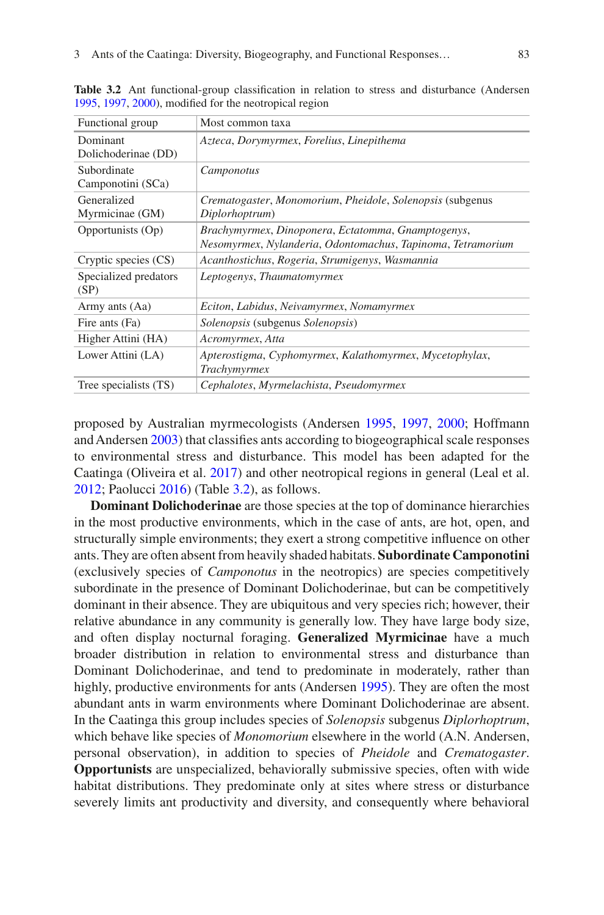**Table 3.2** Ant functional-group classification in relation to stress and disturbance (Andersen 1995, 1997, 2000), modified for the neotropical region

| Functional group | Most common taxa |
| --- | --- |
| Dominant Dolichoderinae (DD) | *Azteca*, *Dorymyrmex*, *Forelius*, *Linepithema* |
| Subordinate Camponotini (SCa) | *Camponotus* |
| Generalized Myrmicinae (GM) | *Crematogaster*, *Monomorium*, *Pheidole*, *Solenopsis* (subgenus *Diplorhoptrum*) |
| Opportunists (Op) | *Brachymyrmex*, *Dinoponera*, *Ectatomma*, *Gnamptogenys*, *Nesomyrmex*, *Nylanderia*, *Odontomachus*, *Tapinoma*, *Tetramorium* |
| Cryptic species (CS) | *Acanthostichus*, *Rogeria*, *Strumigenys*, *Wasmannia* |
| Specialized predators (SP) | *Leptogenys*, *Thaumatomyrmex* |
| Army ants (Aa) | *Eciton*, *Labidus*, *Neivamyrmex*, *Nomamyrmex* |
| Fire ants (Fa) | *Solenopsis* (subgenus *Solenopsis*) |
| Higher Attini (HA) | *Acromyrmex*, *Atta* |
| Lower Attini (LA) | *Apterostigma*, *Cyphomyrmex*, *Kalathomyrmex*, *Mycetophylax*, *Trachymyrmex* |
| Tree specialists (TS) | *Cephalotes*, *Myrmelachista*, *Pseudomyrmex* |

proposed by Australian myrmecologists (Andersen 1995, 1997, 2000; Hoffmann and Andersen 2003) that classifies ants according to biogeographical scale responses to environmental stress and disturbance. This model has been adapted for the Caatinga (Oliveira et al. 2017) and other neotropical regions in general (Leal et al. 2012; Paolucci 2016) (Table 3.2), as follows.

**Dominant Dolichoderinae** are those species at the top of dominance hierarchies in the most productive environments, which in the case of ants, are hot, open, and structurally simple environments; they exert a strong competitive influence on other ants. They are often absent from heavily shaded habitats. **Subordinate Camponotini** (exclusively species of *Camponotus* in the neotropics) are species competitively subordinate in the presence of Dominant Dolichoderinae, but can be competitively dominant in their absence. They are ubiquitous and very species rich; however, their relative abundance in any community is generally low. They have large body size, and often display nocturnal foraging. **Generalized Myrmicinae** have a much broader distribution in relation to environmental stress and disturbance than Dominant Dolichoderinae, and tend to predominate in moderately, rather than highly, productive environments for ants (Andersen 1995). They are often the most abundant ants in warm environments where Dominant Dolichoderinae are absent. In the Caatinga this group includes species of *Solenopsis* subgenus *Diplorhoptrum*, which behave like species of *Monomorium* elsewhere in the world (A.N. Andersen, personal observation), in addition to species of *Pheidole* and *Crematogaster*. **Opportunists** are unspecialized, behaviorally submissive species, often with wide habitat distributions. They predominate only at sites where stress or disturbance severely limits ant productivity and diversity, and consequently where behavioral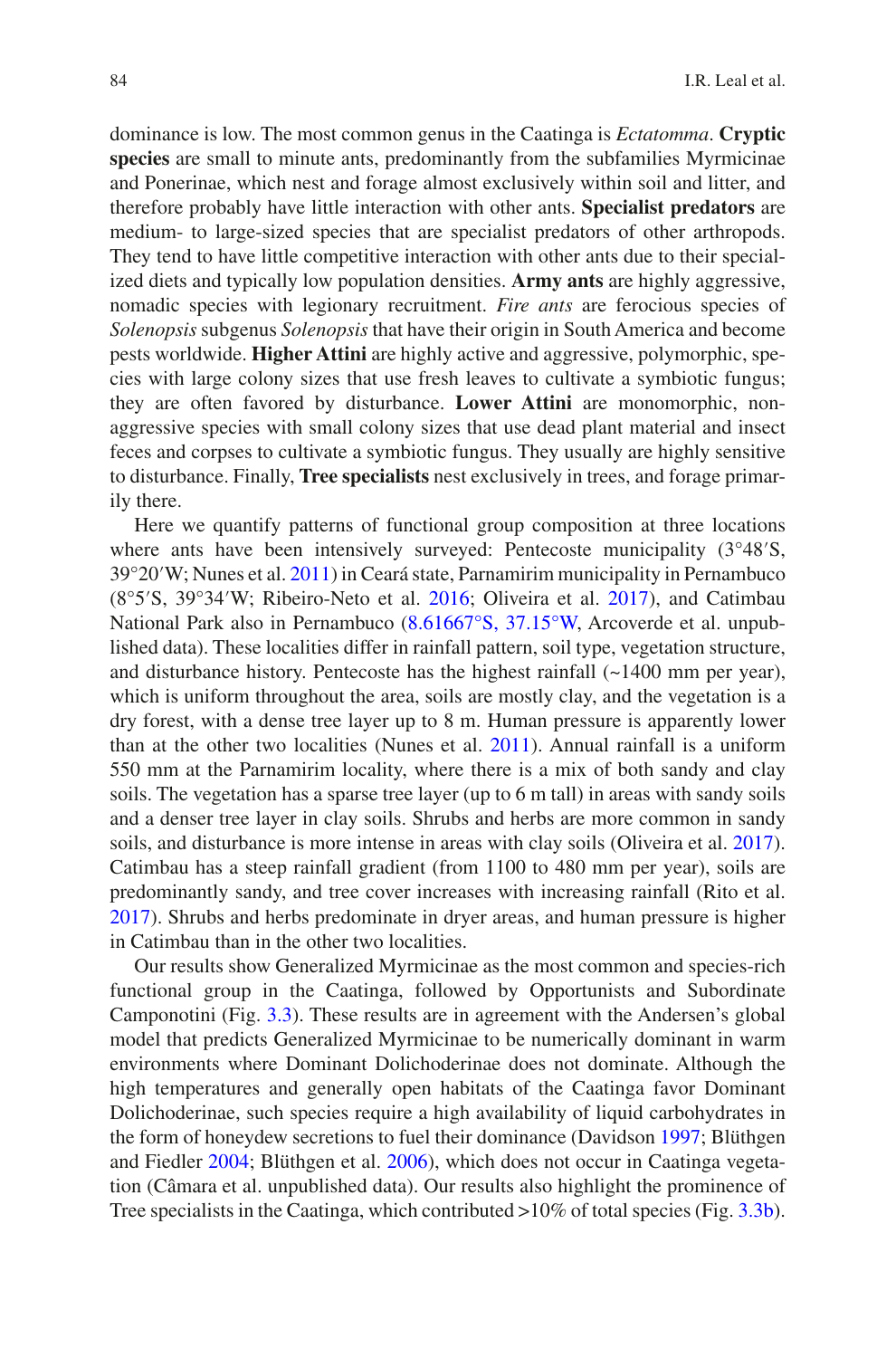dominance is low. The most common genus in the Caatinga is *Ectatomma*. **Cryptic species** are small to minute ants, predominantly from the subfamilies Myrmicinae and Ponerinae, which nest and forage almost exclusively within soil and litter, and therefore probably have little interaction with other ants. **Specialist predators** are medium- to large-sized species that are specialist predators of other arthropods. They tend to have little competitive interaction with other ants due to their specialized diets and typically low population densities. **Army ants** are highly aggressive, nomadic species with legionary recruitment. *Fire ants* are ferocious species of *Solenopsis* subgenus *Solenopsis* that have their origin in South America and become pests worldwide. **Higher Attini** are highly active and aggressive, polymorphic, species with large colony sizes that use fresh leaves to cultivate a symbiotic fungus; they are often favored by disturbance. **Lower Attini** are monomorphic, non-aggressive species with small colony sizes that use dead plant material and insect feces and corpses to cultivate a symbiotic fungus. They usually are highly sensitive to disturbance. Finally, **Tree specialists** nest exclusively in trees, and forage primarily there.

Here we quantify patterns of functional group composition at three locations where ants have been intensively surveyed: Pentecoste municipality (3°48′S, 39°20′W; Nunes et al. 2011) in Ceará state, Parnamirim municipality in Pernambuco (8°5′S, 39°34′W; Ribeiro-Neto et al. 2016; Oliveira et al. 2017), and Catimbau National Park also in Pernambuco (8.61667°S, 37.15°W, Arcoverde et al. unpublished data). These localities differ in rainfall pattern, soil type, vegetation structure, and disturbance history. Pentecoste has the highest rainfall (~1400 mm per year), which is uniform throughout the area, soils are mostly clay, and the vegetation is a dry forest, with a dense tree layer up to 8 m. Human pressure is apparently lower than at the other two localities (Nunes et al. 2011). Annual rainfall is a uniform 550 mm at the Parnamirim locality, where there is a mix of both sandy and clay soils. The vegetation has a sparse tree layer (up to 6 m tall) in areas with sandy soils and a denser tree layer in clay soils. Shrubs and herbs are more common in sandy soils, and disturbance is more intense in areas with clay soils (Oliveira et al. 2017). Catimbau has a steep rainfall gradient (from 1100 to 480 mm per year), soils are predominantly sandy, and tree cover increases with increasing rainfall (Rito et al. 2017). Shrubs and herbs predominate in dryer areas, and human pressure is higher in Catimbau than in the other two localities.

Our results show Generalized Myrmicinae as the most common and species-rich functional group in the Caatinga, followed by Opportunists and Subordinate Camponotini (Fig. 3.3). These results are in agreement with the Andersen's global model that predicts Generalized Myrmicinae to be numerically dominant in warm environments where Dominant Dolichoderinae does not dominate. Although the high temperatures and generally open habitats of the Caatinga favor Dominant Dolichoderinae, such species require a high availability of liquid carbohydrates in the form of honeydew secretions to fuel their dominance (Davidson 1997; Blüthgen and Fiedler 2004; Blüthgen et al. 2006), which does not occur in Caatinga vegetation (Câmara et al. unpublished data). Our results also highlight the prominence of Tree specialists in the Caatinga, which contributed >10% of total species (Fig. 3.3b).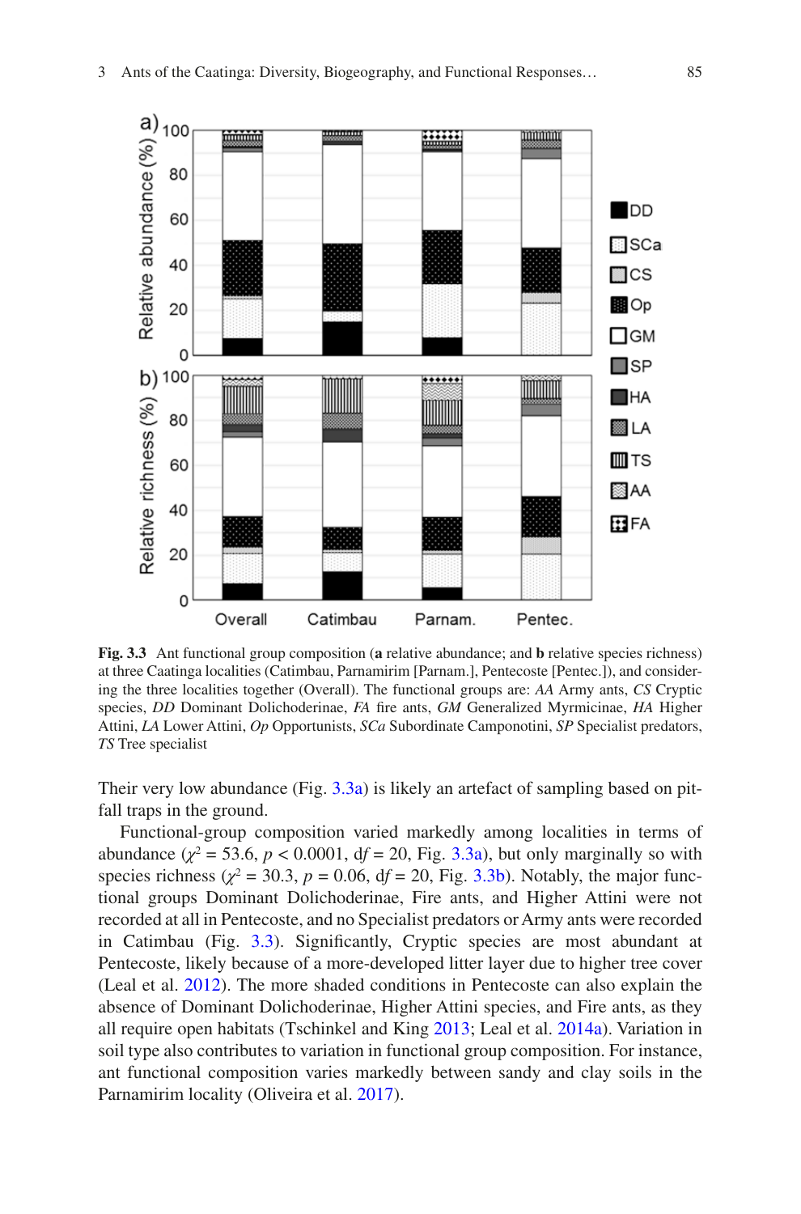**Fig. 3.3** Ant functional group composition (**a** relative abundance; and **b** relative species richness) at three Caatinga localities (Catimbau, Parnamirim [Parnam.], Pentecoste [Pentec.]), and considering the three localities together (Overall). The functional groups are: *AA* Army ants, *CS* Cryptic species, *DD* Dominant Dolichoderinae, *FA* fire ants, *GM* Generalized Myrmicinae, *HA* Higher Attini, *LA* Lower Attini, *Op* Opportunists, *SCa* Subordinate Camponotini, *SP* Specialist predators, *TS* Tree specialist

Their very low abundance (Fig. 3.3a) is likely an artefact of sampling based on pitfall traps in the ground.

Functional-group composition varied markedly among localities in terms of abundance ($\chi^2 = 53.6$, $p < 0.0001$, $df = 20$, Fig. 3.3a), but only marginally so with species richness ($\chi^2 = 30.3$, $p = 0.06$, $df = 20$, Fig. 3.3b). Notably, the major functional groups Dominant Dolichoderinae, Fire ants, and Higher Attini were not recorded at all in Pentecoste, and no Specialist predators or Army ants were recorded in Catimbau (Fig. 3.3). Significantly, Cryptic species are most abundant at Pentecoste, likely because of a more-developed litter layer due to higher tree cover (Leal et al. 2012). The more shaded conditions in Pentecoste can also explain the absence of Dominant Dolichoderinae, Higher Attini species, and Fire ants, as they all require open habitats (Tschinkel and King 2013; Leal et al. 2014a). Variation in soil type also contributes to variation in functional group composition. For instance, ant functional composition varies markedly between sandy and clay soils in the Parnamirim locality (Oliveira et al. 2017).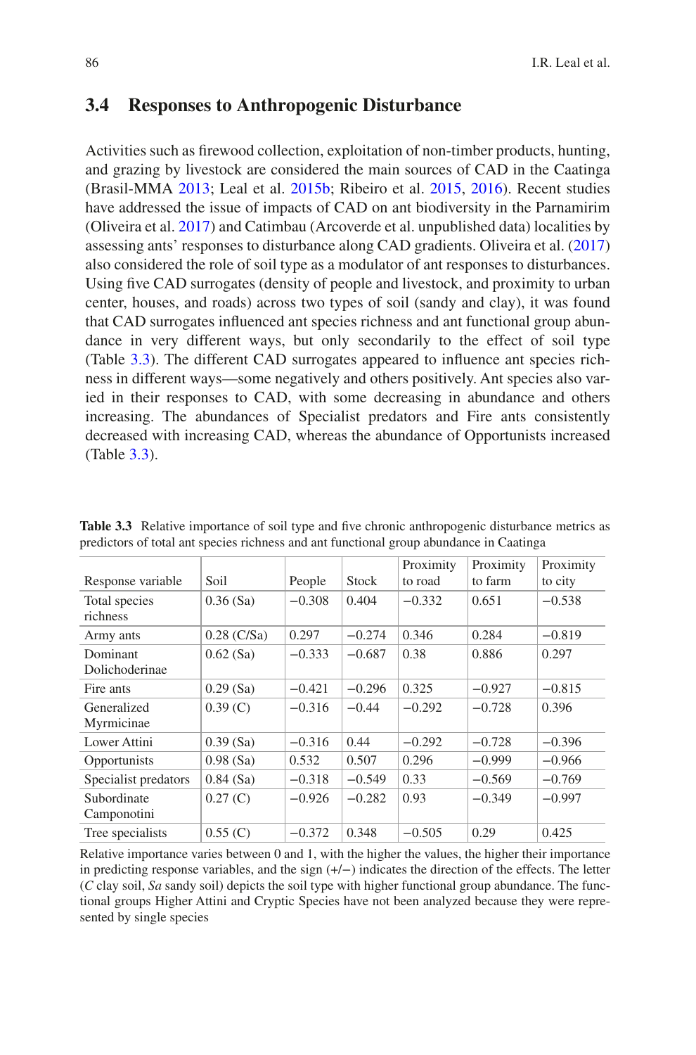## 3.4 Responses to Anthropogenic Disturbance

Activities such as firewood collection, exploitation of non-timber products, hunting, and grazing by livestock are considered the main sources of CAD in the Caatinga (Brasil-MMA 2013; Leal et al. 2015b; Ribeiro et al. 2015, 2016). Recent studies have addressed the issue of impacts of CAD on ant biodiversity in the Parnamirim (Oliveira et al. 2017) and Catimbau (Arcoverde et al. unpublished data) localities by assessing ants' responses to disturbance along CAD gradients. Oliveira et al. (2017) also considered the role of soil type as a modulator of ant responses to disturbances. Using five CAD surrogates (density of people and livestock, and proximity to urban center, houses, and roads) across two types of soil (sandy and clay), it was found that CAD surrogates influenced ant species richness and ant functional group abundance in very different ways, but only secondarily to the effect of soil type (Table 3.3). The different CAD surrogates appeared to influence ant species richness in different ways—some negatively and others positively. Ant species also varied in their responses to CAD, with some decreasing in abundance and others increasing. The abundances of Specialist predators and Fire ants consistently decreased with increasing CAD, whereas the abundance of Opportunists increased (Table 3.3).

**Table 3.3** Relative importance of soil type and five chronic anthropogenic disturbance metrics as predictors of total ant species richness and ant functional group abundance in Caatinga

| Response variable | Soil | People | Stock | Proximity to road | Proximity to farm | Proximity to city |
|---|---|---|---|---|---|---|
| Total species richness | 0.36 (Sa) | −0.308 | 0.404 | −0.332 | 0.651 | −0.538 |
| Army ants | 0.28 (C/Sa) | 0.297 | −0.274 | 0.346 | 0.284 | −0.819 |
| Dominant Dolichoderinae | 0.62 (Sa) | −0.333 | −0.687 | 0.38 | 0.886 | 0.297 |
| Fire ants | 0.29 (Sa) | −0.421 | −0.296 | 0.325 | −0.927 | −0.815 |
| Generalized Myrmicinae | 0.39 (C) | −0.316 | −0.44 | −0.292 | −0.728 | 0.396 |
| Lower Attini | 0.39 (Sa) | −0.316 | 0.44 | −0.292 | −0.728 | −0.396 |
| Opportunists | 0.98 (Sa) | 0.532 | 0.507 | 0.296 | −0.999 | −0.966 |
| Specialist predators | 0.84 (Sa) | −0.318 | −0.549 | 0.33 | −0.569 | −0.769 |
| Subordinate Camponotini | 0.27 (C) | −0.926 | −0.282 | 0.93 | −0.349 | −0.997 |
| Tree specialists | 0.55 (C) | −0.372 | 0.348 | −0.505 | 0.29 | 0.425 |

Relative importance varies between 0 and 1, with the higher the values, the higher their importance in predicting response variables, and the sign (+/−) indicates the direction of the effects. The letter (*C* clay soil, *Sa* sandy soil) depicts the soil type with higher functional group abundance. The functional groups Higher Attini and Cryptic Species have not been analyzed because they were represented by single species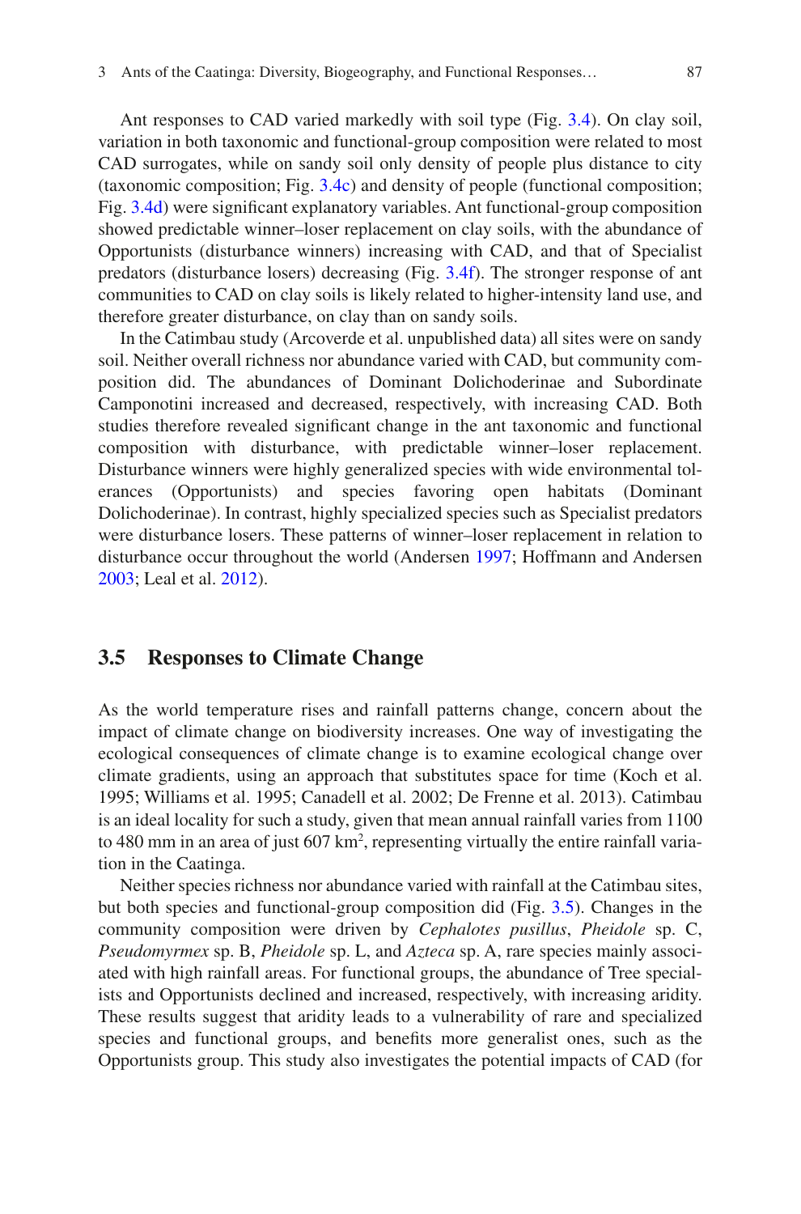Ant responses to CAD varied markedly with soil type (Fig. 3.4). On clay soil, variation in both taxonomic and functional-group composition were related to most CAD surrogates, while on sandy soil only density of people plus distance to city (taxonomic composition; Fig. 3.4c) and density of people (functional composition; Fig. 3.4d) were significant explanatory variables. Ant functional-group composition showed predictable winner–loser replacement on clay soils, with the abundance of Opportunists (disturbance winners) increasing with CAD, and that of Specialist predators (disturbance losers) decreasing (Fig. 3.4f). The stronger response of ant communities to CAD on clay soils is likely related to higher-intensity land use, and therefore greater disturbance, on clay than on sandy soils.

In the Catimbau study (Arcoverde et al. unpublished data) all sites were on sandy soil. Neither overall richness nor abundance varied with CAD, but community composition did. The abundances of Dominant Dolichoderinae and Subordinate Camponotini increased and decreased, respectively, with increasing CAD. Both studies therefore revealed significant change in the ant taxonomic and functional composition with disturbance, with predictable winner–loser replacement. Disturbance winners were highly generalized species with wide environmental tolerances (Opportunists) and species favoring open habitats (Dominant Dolichoderinae). In contrast, highly specialized species such as Specialist predators were disturbance losers. These patterns of winner–loser replacement in relation to disturbance occur throughout the world (Andersen 1997; Hoffmann and Andersen 2003; Leal et al. 2012).

## 3.5 Responses to Climate Change

As the world temperature rises and rainfall patterns change, concern about the impact of climate change on biodiversity increases. One way of investigating the ecological consequences of climate change is to examine ecological change over climate gradients, using an approach that substitutes space for time (Koch et al. 1995; Williams et al. 1995; Canadell et al. 2002; De Frenne et al. 2013). Catimbau is an ideal locality for such a study, given that mean annual rainfall varies from 1100 to 480 mm in an area of just 607 km$^2$, representing virtually the entire rainfall variation in the Caatinga.

Neither species richness nor abundance varied with rainfall at the Catimbau sites, but both species and functional-group composition did (Fig. 3.5). Changes in the community composition were driven by *Cephalotes pusillus*, *Pheidole* sp. C, *Pseudomyrmex* sp. B, *Pheidole* sp. L, and *Azteca* sp. A, rare species mainly associated with high rainfall areas. For functional groups, the abundance of Tree specialists and Opportunists declined and increased, respectively, with increasing aridity. These results suggest that aridity leads to a vulnerability of rare and specialized species and functional groups, and benefits more generalist ones, such as the Opportunists group. This study also investigates the potential impacts of CAD (for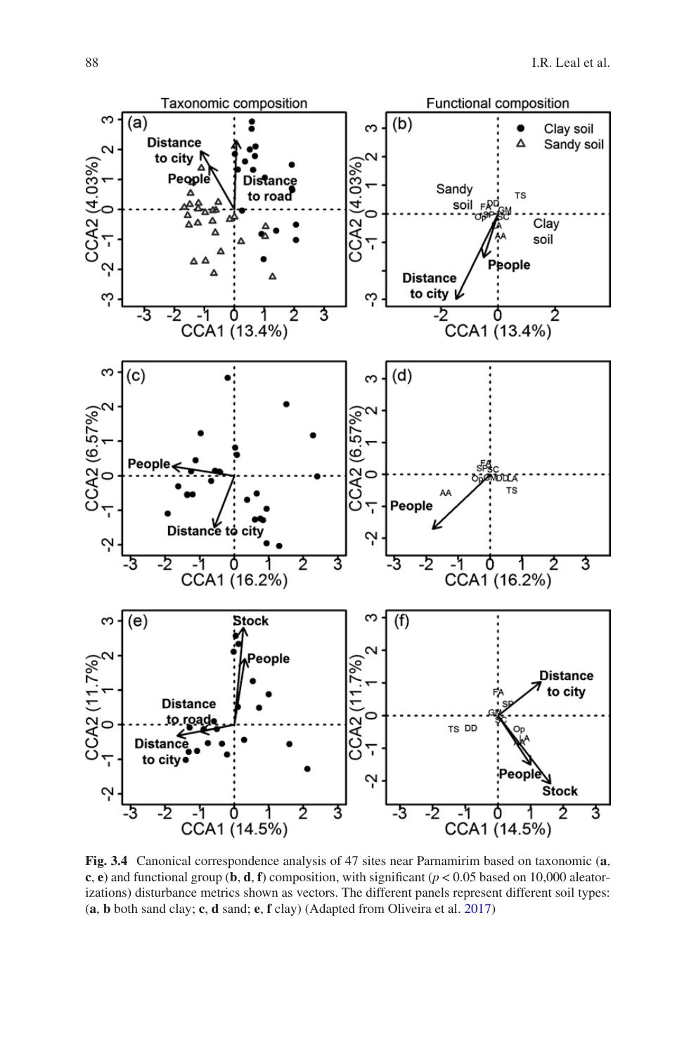**Fig. 3.4** Canonical correspondence analysis of 47 sites near Parnamirim based on taxonomic (**a**, **c**, **e**) and functional group (**b**, **d**, **f**) composition, with significant ($p < 0.05$ based on 10,000 aleatorizations) disturbance metrics shown as vectors. The different panels represent different soil types: (**a**, **b** both sand clay; **c**, **d** sand; **e**, **f** clay) (Adapted from Oliveira et al. 2017)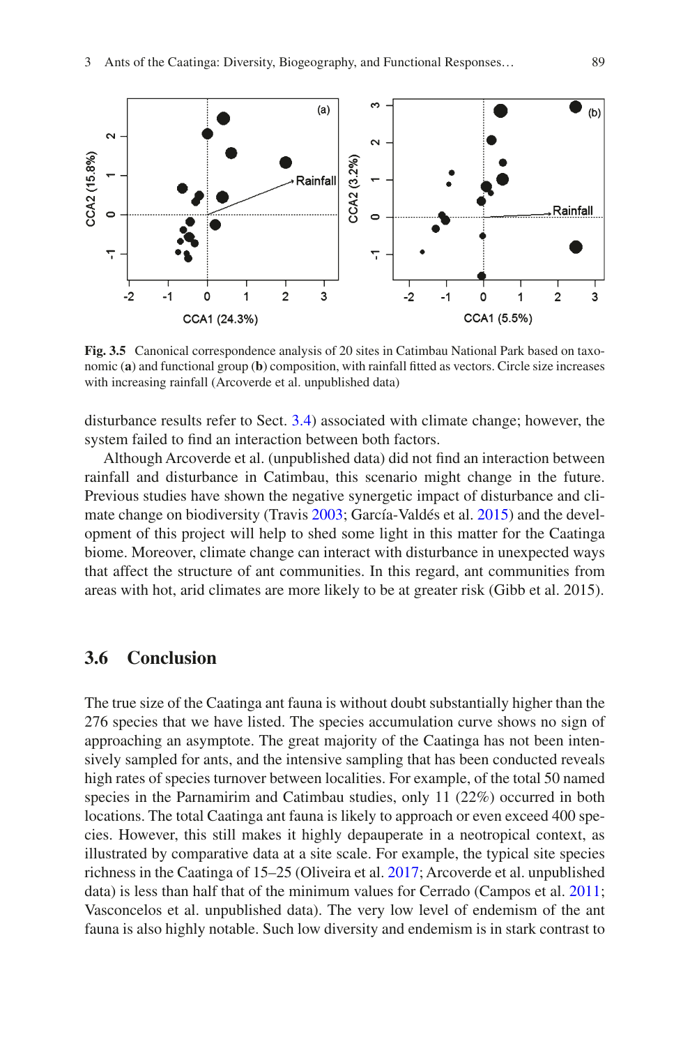Fig. 3.5 Canonical correspondence analysis of 20 sites in Catimbau National Park based on taxonomic (**a**) and functional group (**b**) composition, with rainfall fitted as vectors. Circle size increases with increasing rainfall (Arcoverde et al. unpublished data)

disturbance results refer to Sect. 3.4) associated with climate change; however, the system failed to find an interaction between both factors.

Although Arcoverde et al. (unpublished data) did not find an interaction between rainfall and disturbance in Catimbau, this scenario might change in the future. Previous studies have shown the negative synergetic impact of disturbance and climate change on biodiversity (Travis 2003; García-Valdés et al. 2015) and the development of this project will help to shed some light in this matter for the Caatinga biome. Moreover, climate change can interact with disturbance in unexpected ways that affect the structure of ant communities. In this regard, ant communities from areas with hot, arid climates are more likely to be at greater risk (Gibb et al. 2015).

## 3.6 Conclusion

The true size of the Caatinga ant fauna is without doubt substantially higher than the 276 species that we have listed. The species accumulation curve shows no sign of approaching an asymptote. The great majority of the Caatinga has not been intensively sampled for ants, and the intensive sampling that has been conducted reveals high rates of species turnover between localities. For example, of the total 50 named species in the Parnamirim and Catimbau studies, only 11 (22%) occurred in both locations. The total Caatinga ant fauna is likely to approach or even exceed 400 species. However, this still makes it highly depauperate in a neotropical context, as illustrated by comparative data at a site scale. For example, the typical site species richness in the Caatinga of 15–25 (Oliveira et al. 2017; Arcoverde et al. unpublished data) is less than half that of the minimum values for Cerrado (Campos et al. 2011; Vasconcelos et al. unpublished data). The very low level of endemism of the ant fauna is also highly notable. Such low diversity and endemism is in stark contrast to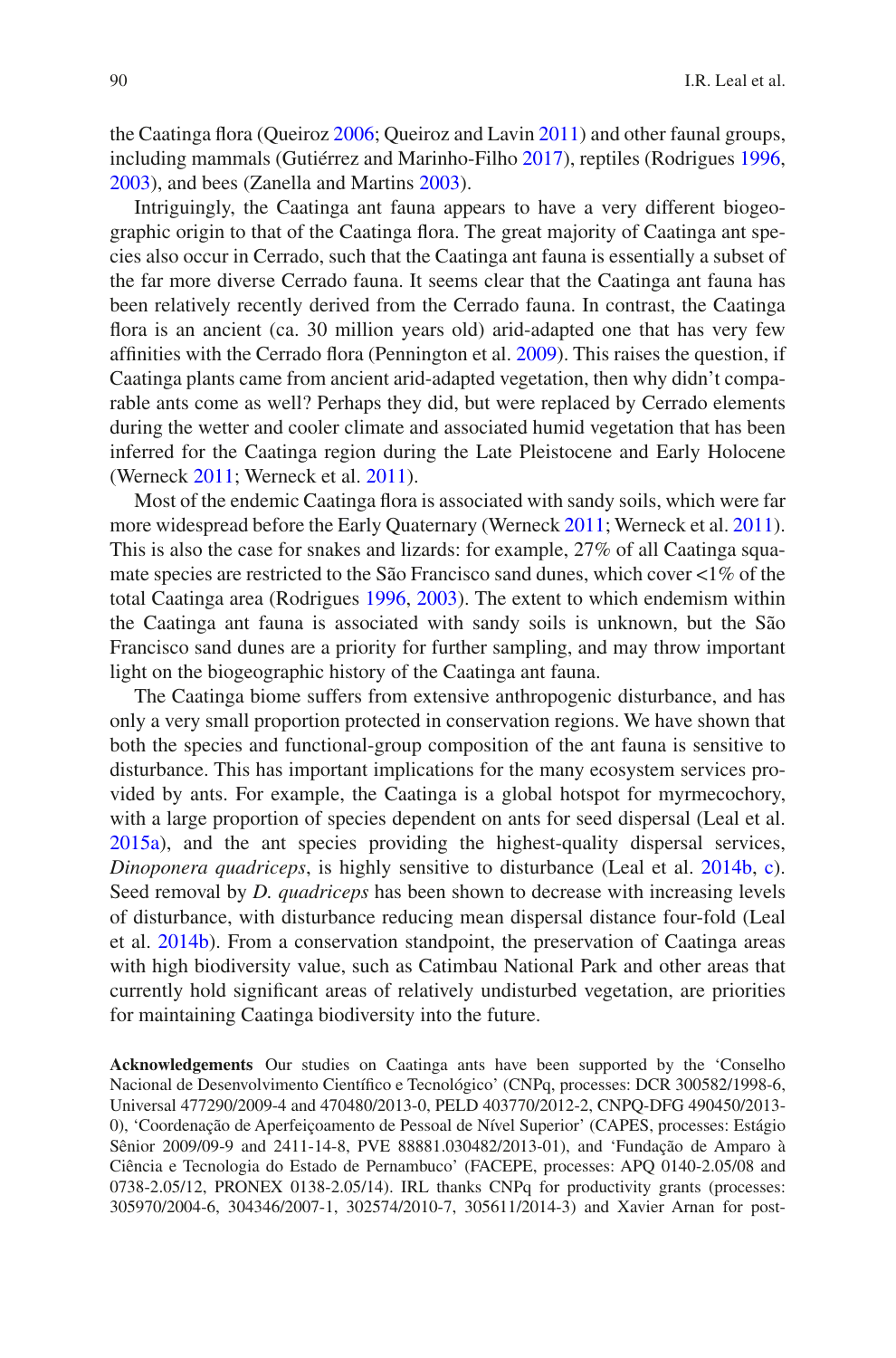the Caatinga flora (Queiroz 2006; Queiroz and Lavin 2011) and other faunal groups, including mammals (Gutiérrez and Marinho-Filho 2017), reptiles (Rodrigues 1996, 2003), and bees (Zanella and Martins 2003).

Intriguingly, the Caatinga ant fauna appears to have a very different biogeographic origin to that of the Caatinga flora. The great majority of Caatinga ant species also occur in Cerrado, such that the Caatinga ant fauna is essentially a subset of the far more diverse Cerrado fauna. It seems clear that the Caatinga ant fauna has been relatively recently derived from the Cerrado fauna. In contrast, the Caatinga flora is an ancient (ca. 30 million years old) arid-adapted one that has very few affinities with the Cerrado flora (Pennington et al. 2009). This raises the question, if Caatinga plants came from ancient arid-adapted vegetation, then why didn't comparable ants come as well? Perhaps they did, but were replaced by Cerrado elements during the wetter and cooler climate and associated humid vegetation that has been inferred for the Caatinga region during the Late Pleistocene and Early Holocene (Werneck 2011; Werneck et al. 2011).

Most of the endemic Caatinga flora is associated with sandy soils, which were far more widespread before the Early Quaternary (Werneck 2011; Werneck et al. 2011). This is also the case for snakes and lizards: for example, 27% of all Caatinga squamate species are restricted to the São Francisco sand dunes, which cover <1% of the total Caatinga area (Rodrigues 1996, 2003). The extent to which endemism within the Caatinga ant fauna is associated with sandy soils is unknown, but the São Francisco sand dunes are a priority for further sampling, and may throw important light on the biogeographic history of the Caatinga ant fauna.

The Caatinga biome suffers from extensive anthropogenic disturbance, and has only a very small proportion protected in conservation regions. We have shown that both the species and functional-group composition of the ant fauna is sensitive to disturbance. This has important implications for the many ecosystem services provided by ants. For example, the Caatinga is a global hotspot for myrmecochory, with a large proportion of species dependent on ants for seed dispersal (Leal et al. 2015a), and the ant species providing the highest-quality dispersal services, *Dinoponera quadriceps*, is highly sensitive to disturbance (Leal et al. 2014b, c). Seed removal by *D. quadriceps* has been shown to decrease with increasing levels of disturbance, with disturbance reducing mean dispersal distance four-fold (Leal et al. 2014b). From a conservation standpoint, the preservation of Caatinga areas with high biodiversity value, such as Catimbau National Park and other areas that currently hold significant areas of relatively undisturbed vegetation, are priorities for maintaining Caatinga biodiversity into the future.

**Acknowledgements** Our studies on Caatinga ants have been supported by the 'Conselho Nacional de Desenvolvimento Científico e Tecnológico' (CNPq, processes: DCR 300582/1998-6, Universal 477290/2009-4 and 470480/2013-0, PELD 403770/2012-2, CNPQ-DFG 490450/2013-0), 'Coordenação de Aperfeiçoamento de Pessoal de Nível Superior' (CAPES, processes: Estágio Sênior 2009/09-9 and 2411-14-8, PVE 88881.030482/2013-01), and 'Fundação de Amparo à Ciência e Tecnologia do Estado de Pernambuco' (FACEPE, processes: APQ 0140-2.05/08 and 0738-2.05/12, PRONEX 0138-2.05/14). IRL thanks CNPq for productivity grants (processes: 305970/2004-6, 304346/2007-1, 302574/2010-7, 305611/2014-3) and Xavier Arnan for post-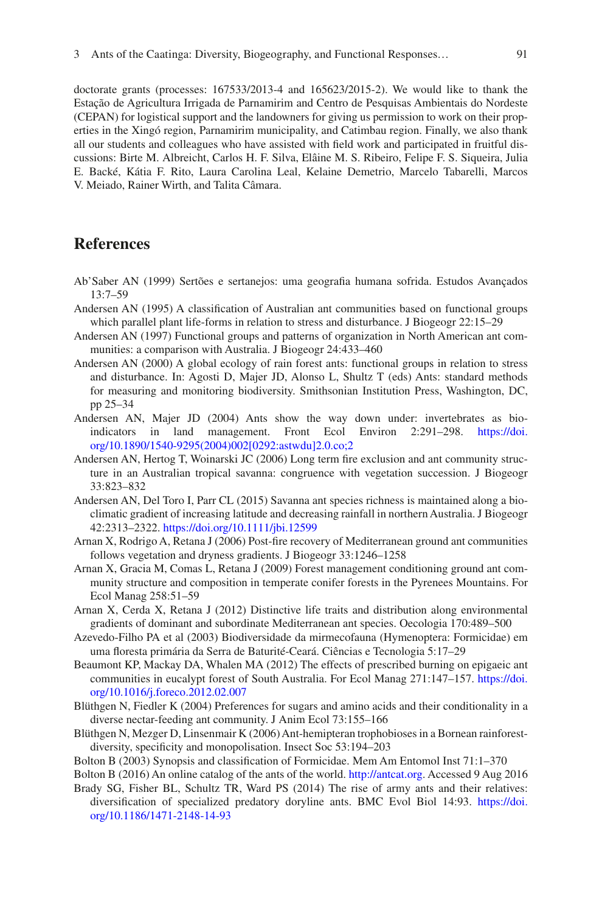doctorate grants (processes: 167533/2013-4 and 165623/2015-2). We would like to thank the Estação de Agricultura Irrigada de Parnamirim and Centro de Pesquisas Ambientais do Nordeste (CEPAN) for logistical support and the landowners for giving us permission to work on their properties in the Xingó region, Parnamirim municipality, and Catimbau region. Finally, we also thank all our students and colleagues who have assisted with field work and participated in fruitful discussions: Birte M. Albreicht, Carlos H. F. Silva, Elâine M. S. Ribeiro, Felipe F. S. Siqueira, Julia E. Backé, Kátia F. Rito, Laura Carolina Leal, Kelaine Demetrio, Marcelo Tabarelli, Marcos V. Meiado, Rainer Wirth, and Talita Câmara.

## References

Ab'Saber AN (1999) Sertões e sertanejos: uma geografia humana sofrida. Estudos Avançados 13:7–59

Andersen AN (1995) A classification of Australian ant communities based on functional groups which parallel plant life-forms in relation to stress and disturbance. J Biogeogr 22:15–29

Andersen AN (1997) Functional groups and patterns of organization in North American ant communities: a comparison with Australia. J Biogeogr 24:433–460

Andersen AN (2000) A global ecology of rain forest ants: functional groups in relation to stress and disturbance. In: Agosti D, Majer JD, Alonso L, Shultz T (eds) Ants: standard methods for measuring and monitoring biodiversity. Smithsonian Institution Press, Washington, DC, pp 25–34

Andersen AN, Majer JD (2004) Ants show the way down under: invertebrates as bio-indicators in land management. Front Ecol Environ 2:291–298. https://doi.org/10.1890/1540-9295(2004)002[0292:astwdu]2.0.co;2

Andersen AN, Hertog T, Woinarski JC (2006) Long term fire exclusion and ant community structure in an Australian tropical savanna: congruence with vegetation succession. J Biogeogr 33:823–832

Andersen AN, Del Toro I, Parr CL (2015) Savanna ant species richness is maintained along a bioclimatic gradient of increasing latitude and decreasing rainfall in northern Australia. J Biogeogr 42:2313–2322. https://doi.org/10.1111/jbi.12599

Arnan X, Rodrigo A, Retana J (2006) Post-fire recovery of Mediterranean ground ant communities follows vegetation and dryness gradients. J Biogeogr 33:1246–1258

Arnan X, Gracia M, Comas L, Retana J (2009) Forest management conditioning ground ant community structure and composition in temperate conifer forests in the Pyrenees Mountains. For Ecol Manag 258:51–59

Arnan X, Cerda X, Retana J (2012) Distinctive life traits and distribution along environmental gradients of dominant and subordinate Mediterranean ant species. Oecologia 170:489–500

Azevedo-Filho PA et al (2003) Biodiversidade da mirmecofauna (Hymenoptera: Formicidae) em uma floresta primária da Serra de Baturité-Ceará. Ciências e Tecnologia 5:17–29

Beaumont KP, Mackay DA, Whalen MA (2012) The effects of prescribed burning on epigaeic ant communities in eucalypt forest of South Australia. For Ecol Manag 271:147–157. https://doi.org/10.1016/j.foreco.2012.02.007

Blüthgen N, Fiedler K (2004) Preferences for sugars and amino acids and their conditionality in a diverse nectar-feeding ant community. J Anim Ecol 73:155–166

Blüthgen N, Mezger D, Linsenmair K (2006) Ant-hemipteran trophobioses in a Bornean rainforest-diversity, specificity and monopolisation. Insect Soc 53:194–203

Bolton B (2003) Synopsis and classification of Formicidae. Mem Am Entomol Inst 71:1–370

Bolton B (2016) An online catalog of the ants of the world. http://antcat.org. Accessed 9 Aug 2016

Brady SG, Fisher BL, Schultz TR, Ward PS (2014) The rise of army ants and their relatives: diversification of specialized predatory doryline ants. BMC Evol Biol 14:93. https://doi.org/10.1186/1471-2148-14-93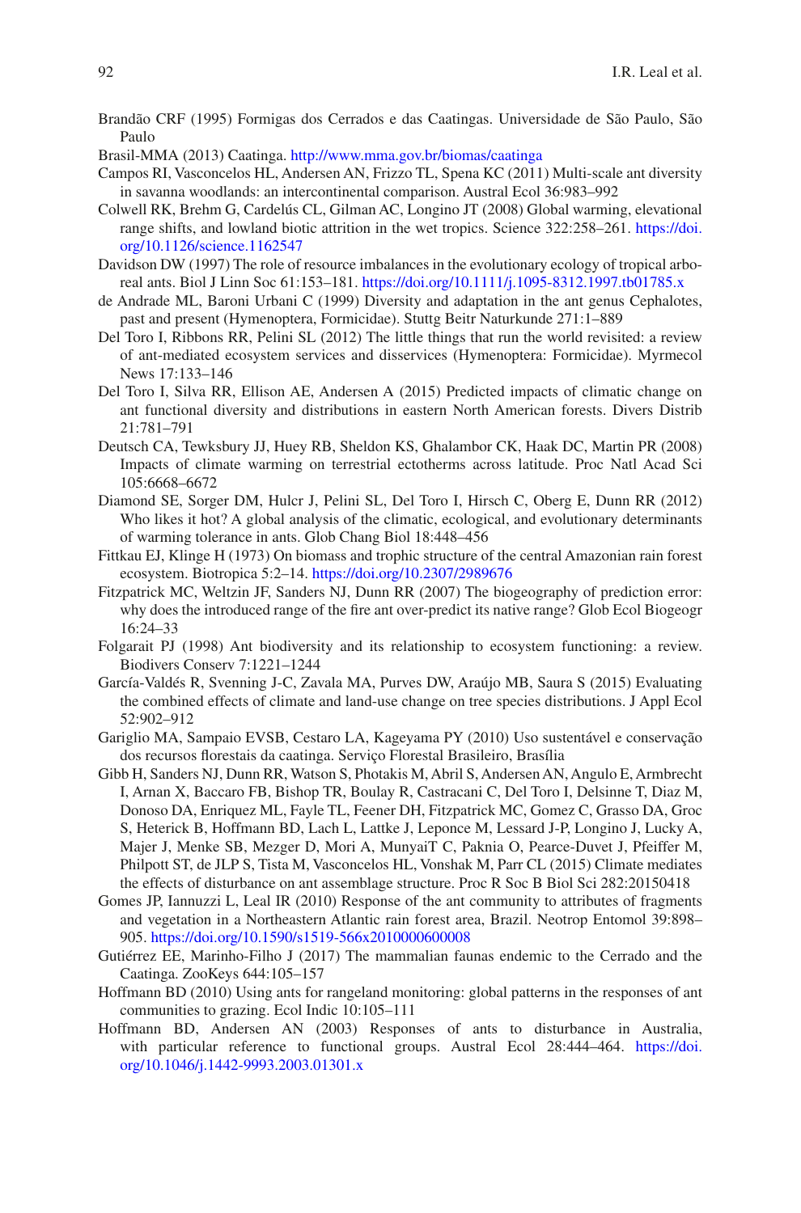Brandão CRF (1995) Formigas dos Cerrados e das Caatingas. Universidade de São Paulo, São Paulo

Brasil-MMA (2013) Caatinga. http://www.mma.gov.br/biomas/caatinga

Campos RI, Vasconcelos HL, Andersen AN, Frizzo TL, Spena KC (2011) Multi-scale ant diversity in savanna woodlands: an intercontinental comparison. Austral Ecol 36:983–992

Colwell RK, Brehm G, Cardelús CL, Gilman AC, Longino JT (2008) Global warming, elevational range shifts, and lowland biotic attrition in the wet tropics. Science 322:258–261. https://doi.org/10.1126/science.1162547

Davidson DW (1997) The role of resource imbalances in the evolutionary ecology of tropical arboreal ants. Biol J Linn Soc 61:153–181. https://doi.org/10.1111/j.1095-8312.1997.tb01785.x

de Andrade ML, Baroni Urbani C (1999) Diversity and adaptation in the ant genus Cephalotes, past and present (Hymenoptera, Formicidae). Stuttg Beitr Naturkunde 271:1–889

Del Toro I, Ribbons RR, Pelini SL (2012) The little things that run the world revisited: a review of ant-mediated ecosystem services and disservices (Hymenoptera: Formicidae). Myrmecol News 17:133–146

Del Toro I, Silva RR, Ellison AE, Andersen A (2015) Predicted impacts of climatic change on ant functional diversity and distributions in eastern North American forests. Divers Distrib 21:781–791

Deutsch CA, Tewksbury JJ, Huey RB, Sheldon KS, Ghalambor CK, Haak DC, Martin PR (2008) Impacts of climate warming on terrestrial ectotherms across latitude. Proc Natl Acad Sci 105:6668–6672

Diamond SE, Sorger DM, Hulcr J, Pelini SL, Del Toro I, Hirsch C, Oberg E, Dunn RR (2012) Who likes it hot? A global analysis of the climatic, ecological, and evolutionary determinants of warming tolerance in ants. Glob Chang Biol 18:448–456

Fittkau EJ, Klinge H (1973) On biomass and trophic structure of the central Amazonian rain forest ecosystem. Biotropica 5:2–14. https://doi.org/10.2307/2989676

Fitzpatrick MC, Weltzin JF, Sanders NJ, Dunn RR (2007) The biogeography of prediction error: why does the introduced range of the fire ant over-predict its native range? Glob Ecol Biogeogr 16:24–33

Folgarait PJ (1998) Ant biodiversity and its relationship to ecosystem functioning: a review. Biodivers Conserv 7:1221–1244

García-Valdés R, Svenning J-C, Zavala MA, Purves DW, Araújo MB, Saura S (2015) Evaluating the combined effects of climate and land-use change on tree species distributions. J Appl Ecol 52:902–912

Gariglio MA, Sampaio EVSB, Cestaro LA, Kageyama PY (2010) Uso sustentável e conservação dos recursos florestais da caatinga. Serviço Florestal Brasileiro, Brasília

Gibb H, Sanders NJ, Dunn RR, Watson S, Photakis M, Abril S, Andersen AN, Angulo E, Armbrecht I, Arnan X, Baccaro FB, Bishop TR, Boulay R, Castracani C, Del Toro I, Delsinne T, Diaz M, Donoso DA, Enriquez ML, Fayle TL, Feener DH, Fitzpatrick MC, Gomez C, Grasso DA, Groc S, Heterick B, Hoffmann BD, Lach L, Lattke J, Leponce M, Lessard J-P, Longino J, Lucky A, Majer J, Menke SB, Mezger D, Mori A, MunyaiT C, Paknia O, Pearce-Duvet J, Pfeiffer M, Philpott ST, de JLP S, Tista M, Vasconcelos HL, Vonshak M, Parr CL (2015) Climate mediates the effects of disturbance on ant assemblage structure. Proc R Soc B Biol Sci 282:20150418

Gomes JP, Iannuzzi L, Leal IR (2010) Response of the ant community to attributes of fragments and vegetation in a Northeastern Atlantic rain forest area, Brazil. Neotrop Entomol 39:898–905. https://doi.org/10.1590/s1519-566x2010000600008

Gutiérrez EE, Marinho-Filho J (2017) The mammalian faunas endemic to the Cerrado and the Caatinga. ZooKeys 644:105–157

Hoffmann BD (2010) Using ants for rangeland monitoring: global patterns in the responses of ant communities to grazing. Ecol Indic 10:105–111

Hoffmann BD, Andersen AN (2003) Responses of ants to disturbance in Australia, with particular reference to functional groups. Austral Ecol 28:444–464. https://doi.org/10.1046/j.1442-9993.2003.01301.x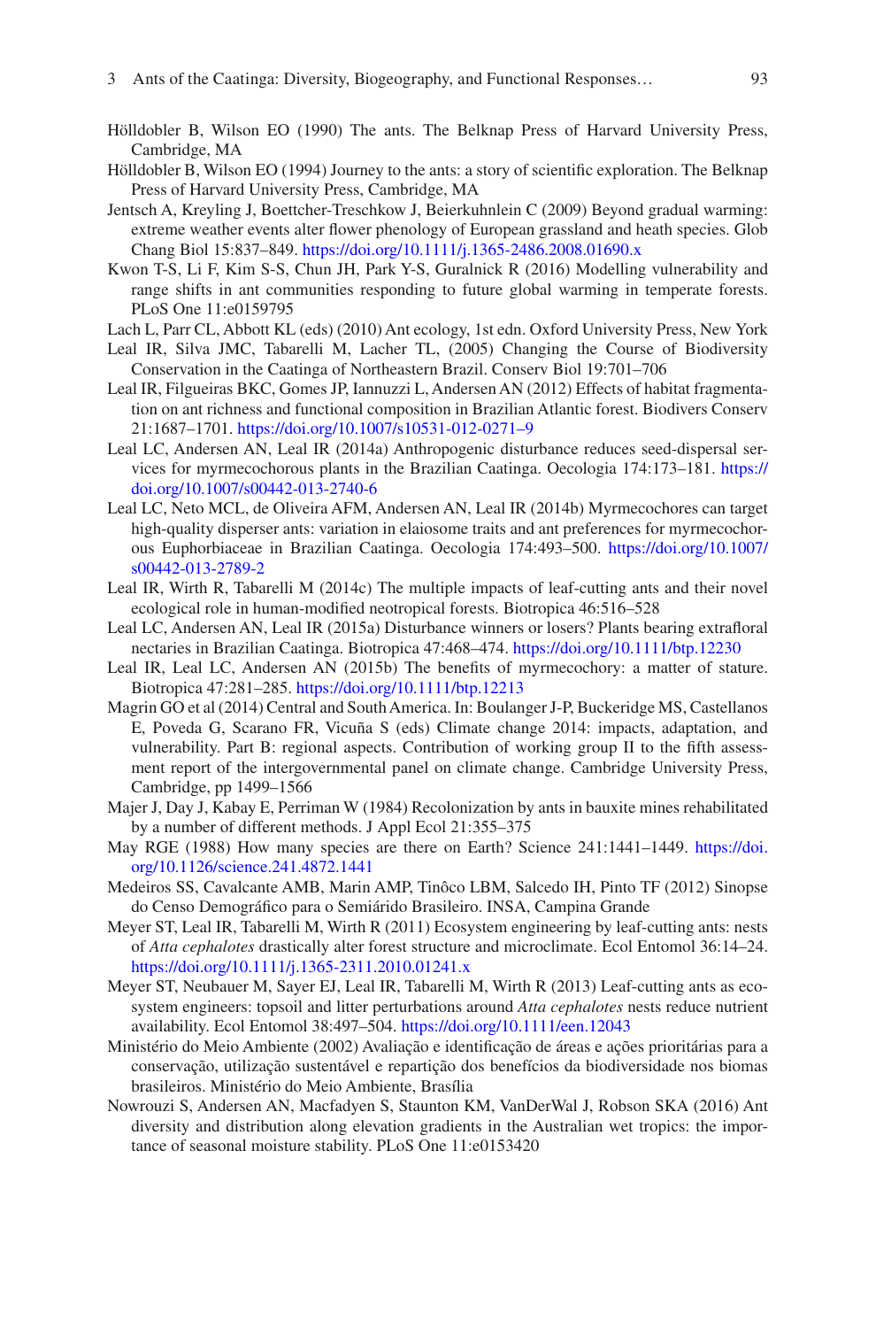Hölldobler B, Wilson EO (1990) The ants. The Belknap Press of Harvard University Press, Cambridge, MA

Hölldobler B, Wilson EO (1994) Journey to the ants: a story of scientific exploration. The Belknap Press of Harvard University Press, Cambridge, MA

Jentsch A, Kreyling J, Boettcher-Treschkow J, Beierkuhnlein C (2009) Beyond gradual warming: extreme weather events alter flower phenology of European grassland and heath species. Glob Chang Biol 15:837–849. https://doi.org/10.1111/j.1365-2486.2008.01690.x

Kwon T-S, Li F, Kim S-S, Chun JH, Park Y-S, Guralnick R (2016) Modelling vulnerability and range shifts in ant communities responding to future global warming in temperate forests. PLoS One 11:e0159795

Lach L, Parr CL, Abbott KL (eds) (2010) Ant ecology, 1st edn. Oxford University Press, New York

Leal IR, Silva JMC, Tabarelli M, Lacher TL, (2005) Changing the Course of Biodiversity Conservation in the Caatinga of Northeastern Brazil. Conserv Biol 19:701–706

Leal IR, Filgueiras BKC, Gomes JP, Iannuzzi L, Andersen AN (2012) Effects of habitat fragmentation on ant richness and functional composition in Brazilian Atlantic forest. Biodivers Conserv 21:1687–1701. https://doi.org/10.1007/s10531-012-0271–9

Leal LC, Andersen AN, Leal IR (2014a) Anthropogenic disturbance reduces seed-dispersal services for myrmecochorous plants in the Brazilian Caatinga. Oecologia 174:173–181. https://doi.org/10.1007/s00442-013-2740-6

Leal LC, Neto MCL, de Oliveira AFM, Andersen AN, Leal IR (2014b) Myrmecochores can target high-quality disperser ants: variation in elaiosome traits and ant preferences for myrmecochorous Euphorbiaceae in Brazilian Caatinga. Oecologia 174:493–500. https://doi.org/10.1007/s00442-013-2789-2

Leal IR, Wirth R, Tabarelli M (2014c) The multiple impacts of leaf-cutting ants and their novel ecological role in human-modified neotropical forests. Biotropica 46:516–528

Leal LC, Andersen AN, Leal IR (2015a) Disturbance winners or losers? Plants bearing extrafloral nectaries in Brazilian Caatinga. Biotropica 47:468–474. https://doi.org/10.1111/btp.12230

Leal IR, Leal LC, Andersen AN (2015b) The benefits of myrmecochory: a matter of stature. Biotropica 47:281–285. https://doi.org/10.1111/btp.12213

Magrin GO et al (2014) Central and South America. In: Boulanger J-P, Buckeridge MS, Castellanos E, Poveda G, Scarano FR, Vicuña S (eds) Climate change 2014: impacts, adaptation, and vulnerability. Part B: regional aspects. Contribution of working group II to the fifth assessment report of the intergovernmental panel on climate change. Cambridge University Press, Cambridge, pp 1499–1566

Majer J, Day J, Kabay E, Perriman W (1984) Recolonization by ants in bauxite mines rehabilitated by a number of different methods. J Appl Ecol 21:355–375

May RGE (1988) How many species are there on Earth? Science 241:1441–1449. https://doi.org/10.1126/science.241.4872.1441

Medeiros SS, Cavalcante AMB, Marin AMP, Tinôco LBM, Salcedo IH, Pinto TF (2012) Sinopse do Censo Demográfico para o Semiárido Brasileiro. INSA, Campina Grande

Meyer ST, Leal IR, Tabarelli M, Wirth R (2011) Ecosystem engineering by leaf-cutting ants: nests of *Atta cephalotes* drastically alter forest structure and microclimate. Ecol Entomol 36:14–24. https://doi.org/10.1111/j.1365-2311.2010.01241.x

Meyer ST, Neubauer M, Sayer EJ, Leal IR, Tabarelli M, Wirth R (2013) Leaf-cutting ants as ecosystem engineers: topsoil and litter perturbations around *Atta cephalotes* nests reduce nutrient availability. Ecol Entomol 38:497–504. https://doi.org/10.1111/een.12043

Ministério do Meio Ambiente (2002) Avaliação e identificação de áreas e ações prioritárias para a conservação, utilização sustentável e repartição dos benefícios da biodiversidade nos biomas brasileiros. Ministério do Meio Ambiente, Brasília

Nowrouzi S, Andersen AN, Macfadyen S, Staunton KM, VanDerWal J, Robson SKA (2016) Ant diversity and distribution along elevation gradients in the Australian wet tropics: the importance of seasonal moisture stability. PLoS One 11:e0153420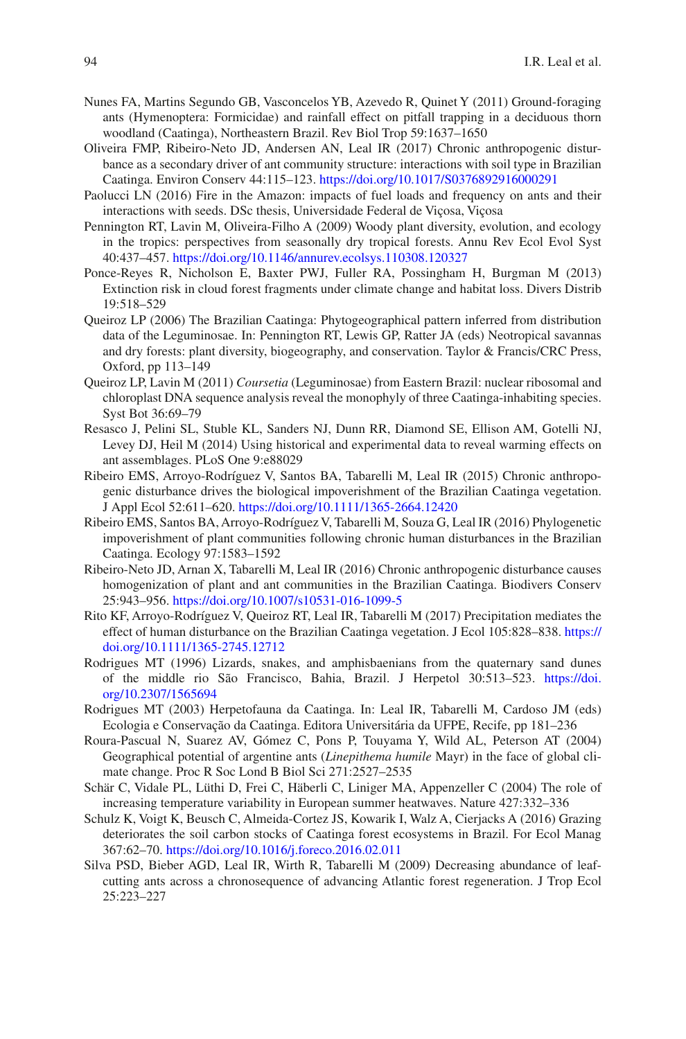Nunes FA, Martins Segundo GB, Vasconcelos YB, Azevedo R, Quinet Y (2011) Ground-foraging ants (Hymenoptera: Formicidae) and rainfall effect on pitfall trapping in a deciduous thorn woodland (Caatinga), Northeastern Brazil. Rev Biol Trop 59:1637–1650

Oliveira FMP, Ribeiro-Neto JD, Andersen AN, Leal IR (2017) Chronic anthropogenic disturbance as a secondary driver of ant community structure: interactions with soil type in Brazilian Caatinga. Environ Conserv 44:115–123. https://doi.org/10.1017/S0376892916000291

Paolucci LN (2016) Fire in the Amazon: impacts of fuel loads and frequency on ants and their interactions with seeds. DSc thesis, Universidade Federal de Viçosa, Viçosa

Pennington RT, Lavin M, Oliveira-Filho A (2009) Woody plant diversity, evolution, and ecology in the tropics: perspectives from seasonally dry tropical forests. Annu Rev Ecol Evol Syst 40:437–457. https://doi.org/10.1146/annurev.ecolsys.110308.120327

Ponce-Reyes R, Nicholson E, Baxter PWJ, Fuller RA, Possingham H, Burgman M (2013) Extinction risk in cloud forest fragments under climate change and habitat loss. Divers Distrib 19:518–529

Queiroz LP (2006) The Brazilian Caatinga: Phytogeographical pattern inferred from distribution data of the Leguminosae. In: Pennington RT, Lewis GP, Ratter JA (eds) Neotropical savannas and dry forests: plant diversity, biogeography, and conservation. Taylor & Francis/CRC Press, Oxford, pp 113–149

Queiroz LP, Lavin M (2011) *Coursetia* (Leguminosae) from Eastern Brazil: nuclear ribosomal and chloroplast DNA sequence analysis reveal the monophyly of three Caatinga-inhabiting species. Syst Bot 36:69–79

Resasco J, Pelini SL, Stuble KL, Sanders NJ, Dunn RR, Diamond SE, Ellison AM, Gotelli NJ, Levey DJ, Heil M (2014) Using historical and experimental data to reveal warming effects on ant assemblages. PLoS One 9:e88029

Ribeiro EMS, Arroyo-Rodríguez V, Santos BA, Tabarelli M, Leal IR (2015) Chronic anthropogenic disturbance drives the biological impoverishment of the Brazilian Caatinga vegetation. J Appl Ecol 52:611–620. https://doi.org/10.1111/1365-2664.12420

Ribeiro EMS, Santos BA, Arroyo-Rodríguez V, Tabarelli M, Souza G, Leal IR (2016) Phylogenetic impoverishment of plant communities following chronic human disturbances in the Brazilian Caatinga. Ecology 97:1583–1592

Ribeiro-Neto JD, Arnan X, Tabarelli M, Leal IR (2016) Chronic anthropogenic disturbance causes homogenization of plant and ant communities in the Brazilian Caatinga. Biodivers Conserv 25:943–956. https://doi.org/10.1007/s10531-016-1099-5

Rito KF, Arroyo-Rodríguez V, Queiroz RT, Leal IR, Tabarelli M (2017) Precipitation mediates the effect of human disturbance on the Brazilian Caatinga vegetation. J Ecol 105:828–838. https://doi.org/10.1111/1365-2745.12712

Rodrigues MT (1996) Lizards, snakes, and amphisbaenians from the quaternary sand dunes of the middle rio São Francisco, Bahia, Brazil. J Herpetol 30:513–523. https://doi.org/10.2307/1565694

Rodrigues MT (2003) Herpetofauna da Caatinga. In: Leal IR, Tabarelli M, Cardoso JM (eds) Ecologia e Conservação da Caatinga. Editora Universitária da UFPE, Recife, pp 181–236

Roura-Pascual N, Suarez AV, Gómez C, Pons P, Touyama Y, Wild AL, Peterson AT (2004) Geographical potential of argentine ants (*Linepithema humile* Mayr) in the face of global climate change. Proc R Soc Lond B Biol Sci 271:2527–2535

Schär C, Vidale PL, Lüthi D, Frei C, Häberli C, Liniger MA, Appenzeller C (2004) The role of increasing temperature variability in European summer heatwaves. Nature 427:332–336

Schulz K, Voigt K, Beusch C, Almeida-Cortez JS, Kowarik I, Walz A, Cierjacks A (2016) Grazing deteriorates the soil carbon stocks of Caatinga forest ecosystems in Brazil. For Ecol Manag 367:62–70. https://doi.org/10.1016/j.foreco.2016.02.011

Silva PSD, Bieber AGD, Leal IR, Wirth R, Tabarelli M (2009) Decreasing abundance of leaf-cutting ants across a chronosequence of advancing Atlantic forest regeneration. J Trop Ecol 25:223–227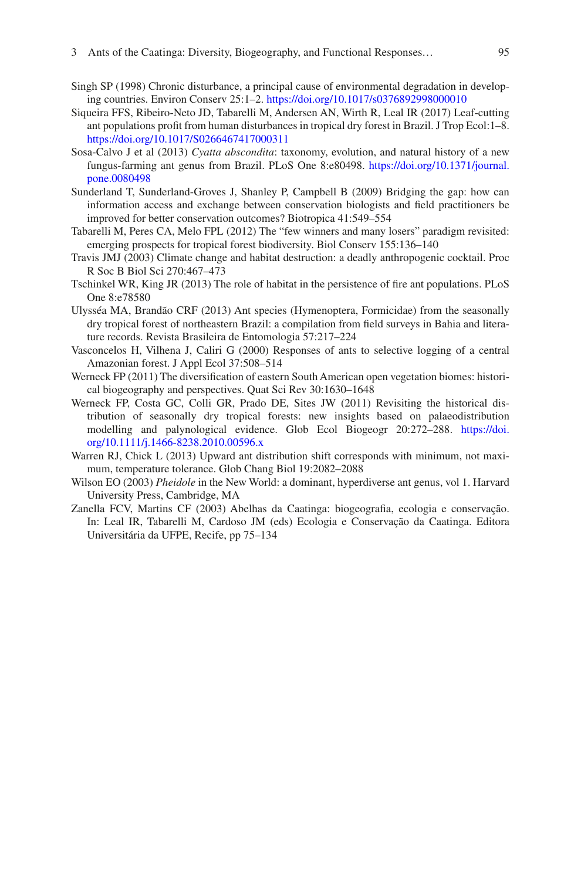Singh SP (1998) Chronic disturbance, a principal cause of environmental degradation in developing countries. Environ Conserv 25:1–2. https://doi.org/10.1017/s0376892998000010

Siqueira FFS, Ribeiro-Neto JD, Tabarelli M, Andersen AN, Wirth R, Leal IR (2017) Leaf-cutting ant populations profit from human disturbances in tropical dry forest in Brazil. J Trop Ecol:1–8. https://doi.org/10.1017/S0266467417000311

Sosa-Calvo J et al (2013) *Cyatta abscondita*: taxonomy, evolution, and natural history of a new fungus-farming ant genus from Brazil. PLoS One 8:e80498. https://doi.org/10.1371/journal.pone.0080498

Sunderland T, Sunderland-Groves J, Shanley P, Campbell B (2009) Bridging the gap: how can information access and exchange between conservation biologists and field practitioners be improved for better conservation outcomes? Biotropica 41:549–554

Tabarelli M, Peres CA, Melo FPL (2012) The "few winners and many losers" paradigm revisited: emerging prospects for tropical forest biodiversity. Biol Conserv 155:136–140

Travis JMJ (2003) Climate change and habitat destruction: a deadly anthropogenic cocktail. Proc R Soc B Biol Sci 270:467–473

Tschinkel WR, King JR (2013) The role of habitat in the persistence of fire ant populations. PLoS One 8:e78580

Ulysséa MA, Brandão CRF (2013) Ant species (Hymenoptera, Formicidae) from the seasonally dry tropical forest of northeastern Brazil: a compilation from field surveys in Bahia and literature records. Revista Brasileira de Entomologia 57:217–224

Vasconcelos H, Vilhena J, Caliri G (2000) Responses of ants to selective logging of a central Amazonian forest. J Appl Ecol 37:508–514

Werneck FP (2011) The diversification of eastern South American open vegetation biomes: historical biogeography and perspectives. Quat Sci Rev 30:1630–1648

Werneck FP, Costa GC, Colli GR, Prado DE, Sites JW (2011) Revisiting the historical distribution of seasonally dry tropical forests: new insights based on palaeodistribution modelling and palynological evidence. Glob Ecol Biogeogr 20:272–288. https://doi.org/10.1111/j.1466-8238.2010.00596.x

Warren RJ, Chick L (2013) Upward ant distribution shift corresponds with minimum, not maximum, temperature tolerance. Glob Chang Biol 19:2082–2088

Wilson EO (2003) *Pheidole* in the New World: a dominant, hyperdiverse ant genus, vol 1. Harvard University Press, Cambridge, MA

Zanella FCV, Martins CF (2003) Abelhas da Caatinga: biogeografia, ecologia e conservação. In: Leal IR, Tabarelli M, Cardoso JM (eds) Ecologia e Conservação da Caatinga. Editora Universitária da UFPE, Recife, pp 75–134